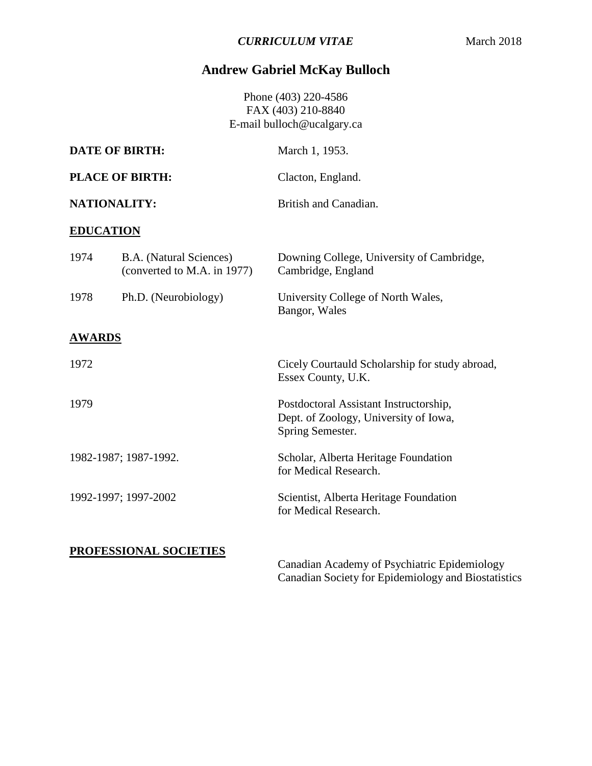***CURRICULUM VITAE*** March 2018

# Andrew Gabriel McKay Bulloch

Phone (403) 220-4586
FAX (403) 210-8840
E-mail bulloch@ucalgary.ca

**DATE OF BIRTH:** March 1, 1953.

**PLACE OF BIRTH:** Clacton, England.

**NATIONALITY:** British and Canadian.

## EDUCATION

| | | |
|---|---|---|
| 1974 | B.A. (Natural Sciences) (converted to M.A. in 1977) | Downing College, University of Cambridge, Cambridge, England |
| 1978 | Ph.D. (Neurobiology) | University College of North Wales, Bangor, Wales |

## AWARDS

| | |
|---|---|
| 1972 | Cicely Courtauld Scholarship for study abroad, Essex County, U.K. |
| 1979 | Postdoctoral Assistant Instructorship, Dept. of Zoology, University of Iowa, Spring Semester. |
| 1982-1987; 1987-1992. | Scholar, Alberta Heritage Foundation for Medical Research. |
| 1992-1997; 1997-2002 | Scientist, Alberta Heritage Foundation for Medical Research. |

## PROFESSIONAL SOCIETIES

Canadian Academy of Psychiatric Epidemiology
Canadian Society for Epidemiology and Biostatistics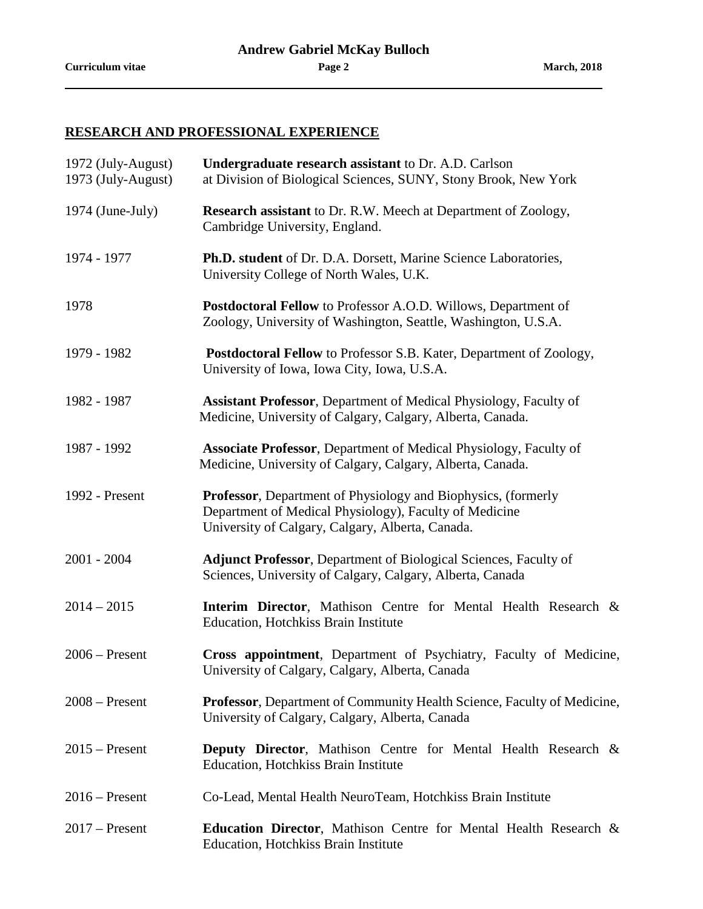## RESEARCH AND PROFESSIONAL EXPERIENCE

| | |
|---|---|
| 1972 (July-August)<br>1973 (July-August) | **Undergraduate research assistant** to Dr. A.D. Carlson at Division of Biological Sciences, SUNY, Stony Brook, New York |
| 1974 (June-July) | **Research assistant** to Dr. R.W. Meech at Department of Zoology, Cambridge University, England. |
| 1974 - 1977 | **Ph.D. student** of Dr. D.A. Dorsett, Marine Science Laboratories, University College of North Wales, U.K. |
| 1978 | **Postdoctoral Fellow** to Professor A.O.D. Willows, Department of Zoology, University of Washington, Seattle, Washington, U.S.A. |
| 1979 - 1982 | **Postdoctoral Fellow** to Professor S.B. Kater, Department of Zoology, University of Iowa, Iowa City, Iowa, U.S.A. |
| 1982 - 1987 | **Assistant Professor**, Department of Medical Physiology, Faculty of Medicine, University of Calgary, Calgary, Alberta, Canada. |
| 1987 - 1992 | **Associate Professor**, Department of Medical Physiology, Faculty of Medicine, University of Calgary, Calgary, Alberta, Canada. |
| 1992 - Present | **Professor**, Department of Physiology and Biophysics, (formerly Department of Medical Physiology), Faculty of Medicine University of Calgary, Calgary, Alberta, Canada. |
| 2001 - 2004 | **Adjunct Professor**, Department of Biological Sciences, Faculty of Sciences, University of Calgary, Calgary, Alberta, Canada |
| 2014 – 2015 | **Interim Director**, Mathison Centre for Mental Health Research & Education, Hotchkiss Brain Institute |
| 2006 – Present | **Cross appointment**, Department of Psychiatry, Faculty of Medicine, University of Calgary, Calgary, Alberta, Canada |
| 2008 – Present | **Professor**, Department of Community Health Science, Faculty of Medicine, University of Calgary, Calgary, Alberta, Canada |
| 2015 – Present | **Deputy Director**, Mathison Centre for Mental Health Research & Education, Hotchkiss Brain Institute |
| 2016 – Present | Co-Lead, Mental Health NeuroTeam, Hotchkiss Brain Institute |
| 2017 – Present | **Education Director**, Mathison Centre for Mental Health Research & Education, Hotchkiss Brain Institute |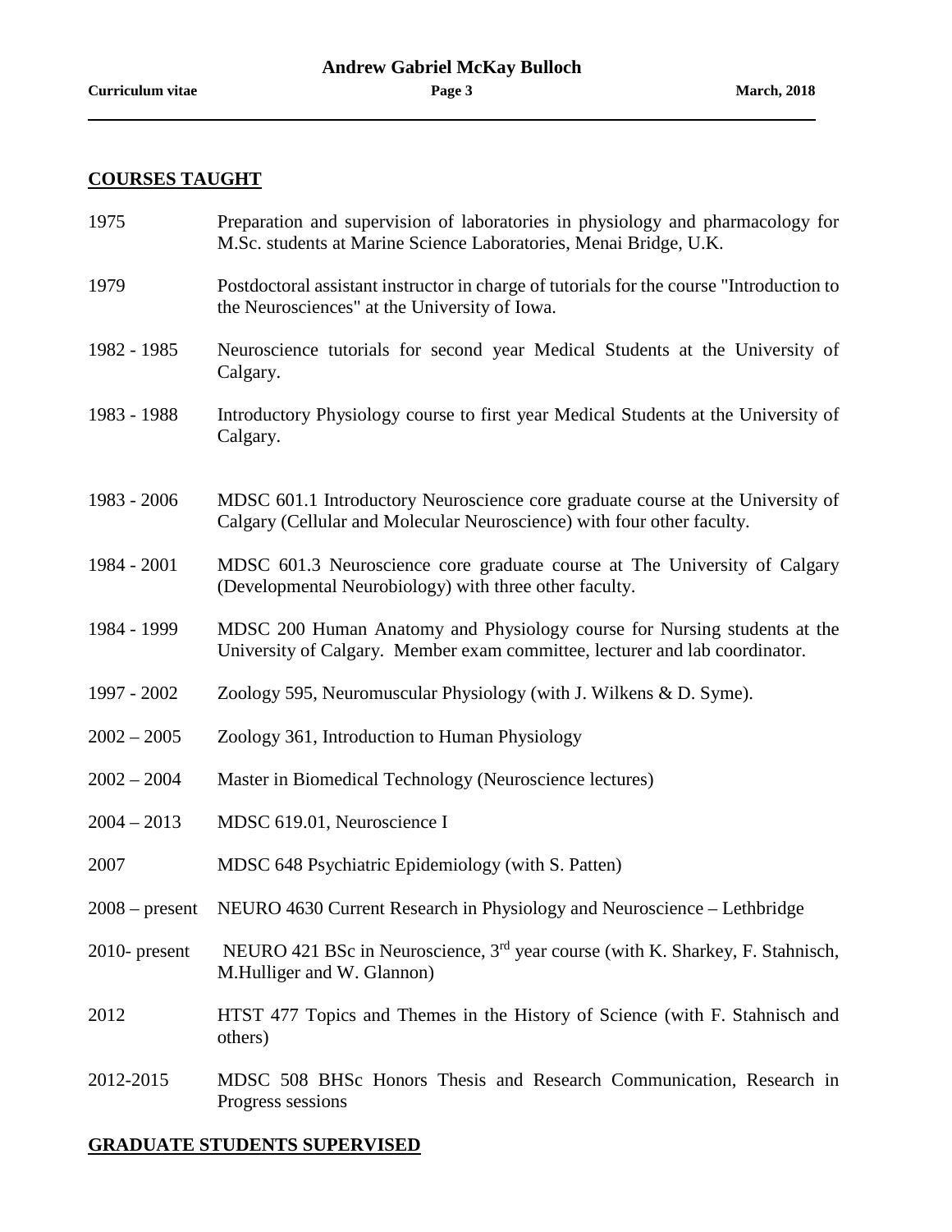## COURSES TAUGHT

| | |
|---|---|
| 1975 | Preparation and supervision of laboratories in physiology and pharmacology for M.Sc. students at Marine Science Laboratories, Menai Bridge, U.K. |
| 1979 | Postdoctoral assistant instructor in charge of tutorials for the course "Introduction to the Neurosciences" at the University of Iowa. |
| 1982 - 1985 | Neuroscience tutorials for second year Medical Students at the University of Calgary. |
| 1983 - 1988 | Introductory Physiology course to first year Medical Students at the University of Calgary. |
| 1983 - 2006 | MDSC 601.1 Introductory Neuroscience core graduate course at the University of Calgary (Cellular and Molecular Neuroscience) with four other faculty. |
| 1984 - 2001 | MDSC 601.3 Neuroscience core graduate course at The University of Calgary (Developmental Neurobiology) with three other faculty. |
| 1984 - 1999 | MDSC 200 Human Anatomy and Physiology course for Nursing students at the University of Calgary. Member exam committee, lecturer and lab coordinator. |
| 1997 - 2002 | Zoology 595, Neuromuscular Physiology (with J. Wilkens & D. Syme). |
| 2002 – 2005 | Zoology 361, Introduction to Human Physiology |
| 2002 – 2004 | Master in Biomedical Technology (Neuroscience lectures) |
| 2004 – 2013 | MDSC 619.01, Neuroscience I |
| 2007 | MDSC 648 Psychiatric Epidemiology (with S. Patten) |
| 2008 – present | NEURO 4630 Current Research in Physiology and Neuroscience – Lethbridge |
| 2010- present | NEURO 421 BSc in Neuroscience, 3rd year course (with K. Sharkey, F. Stahnisch, M.Hulliger and W. Glannon) |
| 2012 | HTST 477 Topics and Themes in the History of Science (with F. Stahnisch and others) |
| 2012-2015 | MDSC 508 BHSc Honors Thesis and Research Communication, Research in Progress sessions |

## GRADUATE STUDENTS SUPERVISED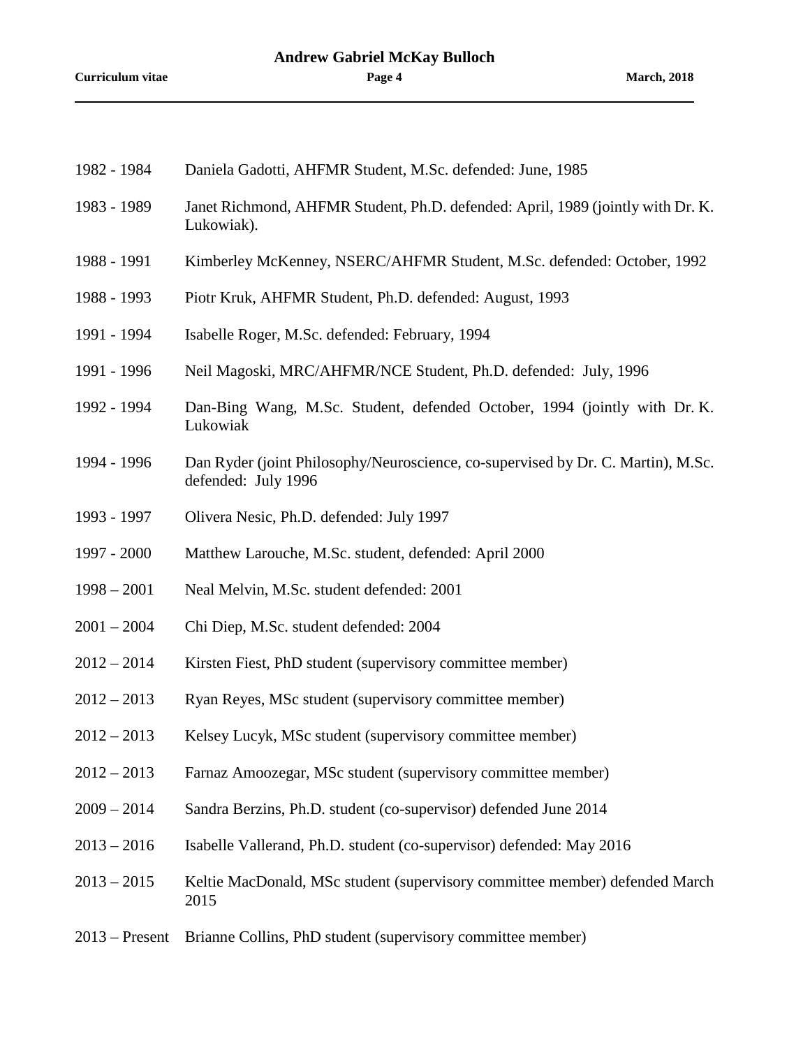1982 - 1984 Daniela Gadotti, AHFMR Student, M.Sc. defended: June, 1985

1983 - 1989 Janet Richmond, AHFMR Student, Ph.D. defended: April, 1989 (jointly with Dr. K. Lukowiak).

1988 - 1991 Kimberley McKenney, NSERC/AHFMR Student, M.Sc. defended: October, 1992

1988 - 1993 Piotr Kruk, AHFMR Student, Ph.D. defended: August, 1993

1991 - 1994 Isabelle Roger, M.Sc. defended: February, 1994

1991 - 1996 Neil Magoski, MRC/AHFMR/NCE Student, Ph.D. defended: July, 1996

1992 - 1994 Dan-Bing Wang, M.Sc. Student, defended October, 1994 (jointly with Dr. K. Lukowiak

1994 - 1996 Dan Ryder (joint Philosophy/Neuroscience, co-supervised by Dr. C. Martin), M.Sc. defended: July 1996

1993 - 1997 Olivera Nesic, Ph.D. defended: July 1997

1997 - 2000 Matthew Larouche, M.Sc. student, defended: April 2000

1998 – 2001 Neal Melvin, M.Sc. student defended: 2001

2001 – 2004 Chi Diep, M.Sc. student defended: 2004

2012 – 2014 Kirsten Fiest, PhD student (supervisory committee member)

2012 – 2013 Ryan Reyes, MSc student (supervisory committee member)

2012 – 2013 Kelsey Lucyk, MSc student (supervisory committee member)

2012 – 2013 Farnaz Amoozegar, MSc student (supervisory committee member)

2009 – 2014 Sandra Berzins, Ph.D. student (co-supervisor) defended June 2014

2013 – 2016 Isabelle Vallerand, Ph.D. student (co-supervisor) defended: May 2016

2013 – 2015 Keltie MacDonald, MSc student (supervisory committee member) defended March 2015

2013 – Present Brianne Collins, PhD student (supervisory committee member)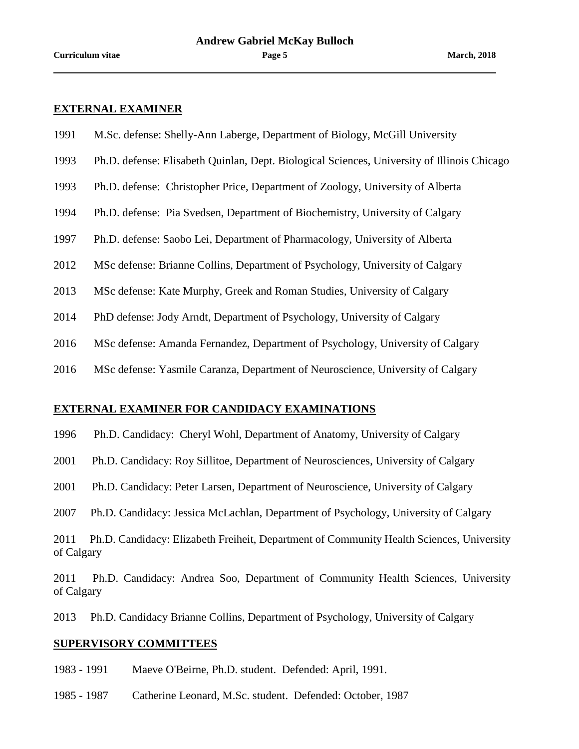## EXTERNAL EXAMINER

1991 M.Sc. defense: Shelly-Ann Laberge, Department of Biology, McGill University

1993 Ph.D. defense: Elisabeth Quinlan, Dept. Biological Sciences, University of Illinois Chicago

1993 Ph.D. defense: Christopher Price, Department of Zoology, University of Alberta

1994 Ph.D. defense: Pia Svedsen, Department of Biochemistry, University of Calgary

1997 Ph.D. defense: Saobo Lei, Department of Pharmacology, University of Alberta

2012 MSc defense: Brianne Collins, Department of Psychology, University of Calgary

2013 MSc defense: Kate Murphy, Greek and Roman Studies, University of Calgary

2014 PhD defense: Jody Arndt, Department of Psychology, University of Calgary

2016 MSc defense: Amanda Fernandez, Department of Psychology, University of Calgary

2016 MSc defense: Yasmile Caranza, Department of Neuroscience, University of Calgary

## EXTERNAL EXAMINER FOR CANDIDACY EXAMINATIONS

1996 Ph.D. Candidacy: Cheryl Wohl, Department of Anatomy, University of Calgary

2001 Ph.D. Candidacy: Roy Sillitoe, Department of Neurosciences, University of Calgary

2001 Ph.D. Candidacy: Peter Larsen, Department of Neuroscience, University of Calgary

2007 Ph.D. Candidacy: Jessica McLachlan, Department of Psychology, University of Calgary

2011 Ph.D. Candidacy: Elizabeth Freiheit, Department of Community Health Sciences, University of Calgary

2011 Ph.D. Candidacy: Andrea Soo, Department of Community Health Sciences, University of Calgary

2013 Ph.D. Candidacy Brianne Collins, Department of Psychology, University of Calgary

## SUPERVISORY COMMITTEES

1983 - 1991 Maeve O'Beirne, Ph.D. student. Defended: April, 1991.

1985 - 1987 Catherine Leonard, M.Sc. student. Defended: October, 1987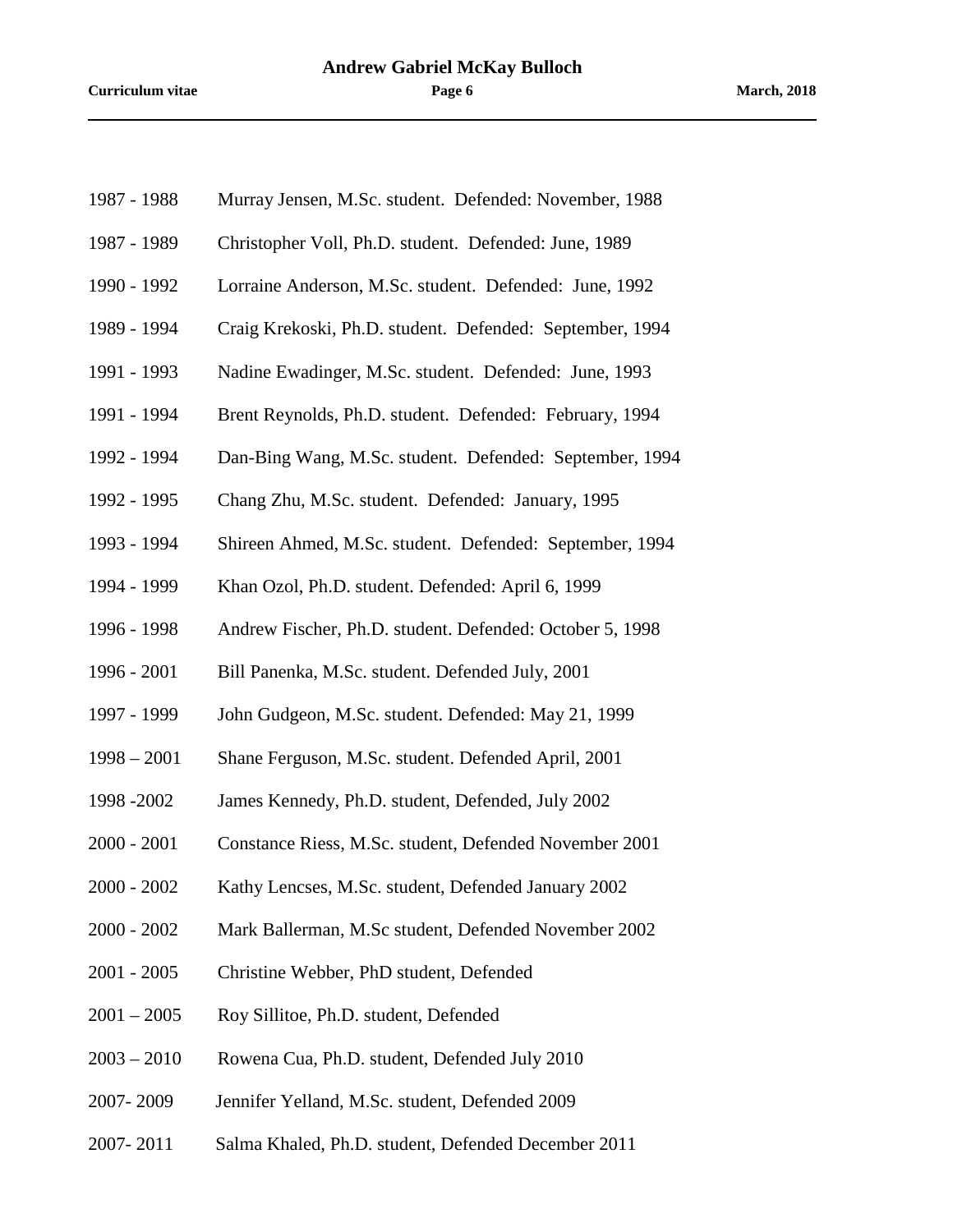1987 - 1988 Murray Jensen, M.Sc. student. Defended: November, 1988

1987 - 1989 Christopher Voll, Ph.D. student. Defended: June, 1989

1990 - 1992 Lorraine Anderson, M.Sc. student. Defended: June, 1992

1989 - 1994 Craig Krekoski, Ph.D. student. Defended: September, 1994

1991 - 1993 Nadine Ewadinger, M.Sc. student. Defended: June, 1993

1991 - 1994 Brent Reynolds, Ph.D. student. Defended: February, 1994

1992 - 1994 Dan-Bing Wang, M.Sc. student. Defended: September, 1994

1992 - 1995 Chang Zhu, M.Sc. student. Defended: January, 1995

1993 - 1994 Shireen Ahmed, M.Sc. student. Defended: September, 1994

1994 - 1999 Khan Ozol, Ph.D. student. Defended: April 6, 1999

1996 - 1998 Andrew Fischer, Ph.D. student. Defended: October 5, 1998

1996 - 2001 Bill Panenka, M.Sc. student. Defended July, 2001

1997 - 1999 John Gudgeon, M.Sc. student. Defended: May 21, 1999

1998 – 2001 Shane Ferguson, M.Sc. student. Defended April, 2001

1998 -2002 James Kennedy, Ph.D. student, Defended, July 2002

2000 - 2001 Constance Riess, M.Sc. student, Defended November 2001

2000 - 2002 Kathy Lencses, M.Sc. student, Defended January 2002

2000 - 2002 Mark Ballerman, M.Sc student, Defended November 2002

2001 - 2005 Christine Webber, PhD student, Defended

2001 – 2005 Roy Sillitoe, Ph.D. student, Defended

2003 – 2010 Rowena Cua, Ph.D. student, Defended July 2010

2007- 2009 Jennifer Yelland, M.Sc. student, Defended 2009

2007- 2011 Salma Khaled, Ph.D. student, Defended December 2011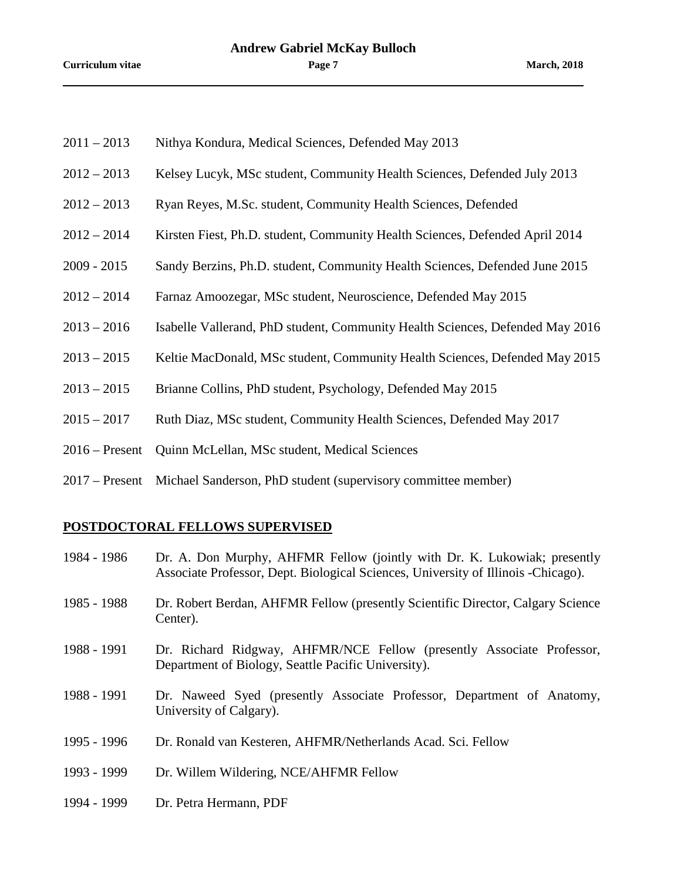2011 – 2013 Nithya Kondura, Medical Sciences, Defended May 2013

2012 – 2013 Kelsey Lucyk, MSc student, Community Health Sciences, Defended July 2013

2012 – 2013 Ryan Reyes, M.Sc. student, Community Health Sciences, Defended

2012 – 2014 Kirsten Fiest, Ph.D. student, Community Health Sciences, Defended April 2014

2009 - 2015 Sandy Berzins, Ph.D. student, Community Health Sciences, Defended June 2015

2012 – 2014 Farnaz Amoozegar, MSc student, Neuroscience, Defended May 2015

2013 – 2016 Isabelle Vallerand, PhD student, Community Health Sciences, Defended May 2016

2013 – 2015 Keltie MacDonald, MSc student, Community Health Sciences, Defended May 2015

2013 – 2015 Brianne Collins, PhD student, Psychology, Defended May 2015

2015 – 2017 Ruth Diaz, MSc student, Community Health Sciences, Defended May 2017

2016 – Present Quinn McLellan, MSc student, Medical Sciences

2017 – Present Michael Sanderson, PhD student (supervisory committee member)

## POSTDOCTORAL FELLOWS SUPERVISED

1984 - 1986 Dr. A. Don Murphy, AHFMR Fellow (jointly with Dr. K. Lukowiak; presently Associate Professor, Dept. Biological Sciences, University of Illinois -Chicago).

1985 - 1988 Dr. Robert Berdan, AHFMR Fellow (presently Scientific Director, Calgary Science Center).

1988 - 1991 Dr. Richard Ridgway, AHFMR/NCE Fellow (presently Associate Professor, Department of Biology, Seattle Pacific University).

1988 - 1991 Dr. Naweed Syed (presently Associate Professor, Department of Anatomy, University of Calgary).

1995 - 1996 Dr. Ronald van Kesteren, AHFMR/Netherlands Acad. Sci. Fellow

1993 - 1999 Dr. Willem Wildering, NCE/AHFMR Fellow

1994 - 1999 Dr. Petra Hermann, PDF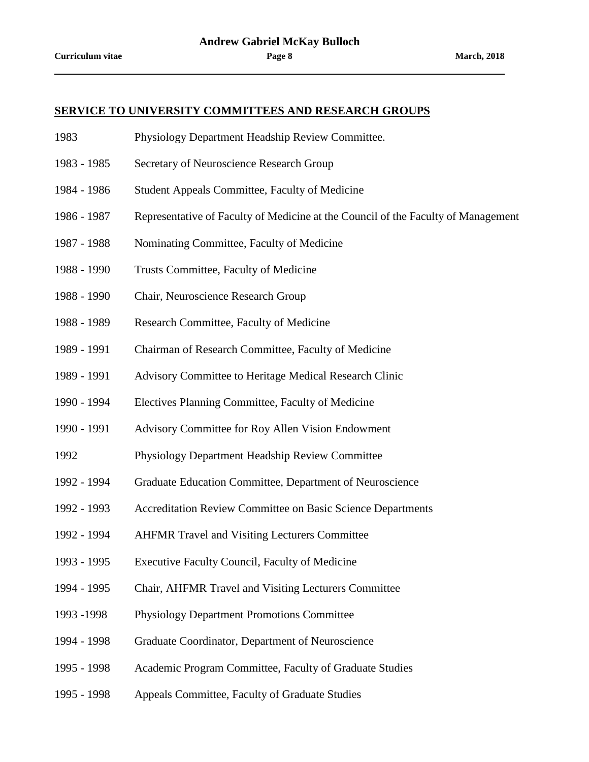## SERVICE TO UNIVERSITY COMMITTEES AND RESEARCH GROUPS

1983 Physiology Department Headship Review Committee.

1983 - 1985 Secretary of Neuroscience Research Group

1984 - 1986 Student Appeals Committee, Faculty of Medicine

1986 - 1987 Representative of Faculty of Medicine at the Council of the Faculty of Management

1987 - 1988 Nominating Committee, Faculty of Medicine

1988 - 1990 Trusts Committee, Faculty of Medicine

1988 - 1990 Chair, Neuroscience Research Group

1988 - 1989 Research Committee, Faculty of Medicine

1989 - 1991 Chairman of Research Committee, Faculty of Medicine

1989 - 1991 Advisory Committee to Heritage Medical Research Clinic

1990 - 1994 Electives Planning Committee, Faculty of Medicine

1990 - 1991 Advisory Committee for Roy Allen Vision Endowment

1992 Physiology Department Headship Review Committee

1992 - 1994 Graduate Education Committee, Department of Neuroscience

1992 - 1993 Accreditation Review Committee on Basic Science Departments

1992 - 1994 AHFMR Travel and Visiting Lecturers Committee

1993 - 1995 Executive Faculty Council, Faculty of Medicine

1994 - 1995 Chair, AHFMR Travel and Visiting Lecturers Committee

1993 -1998 Physiology Department Promotions Committee

1994 - 1998 Graduate Coordinator, Department of Neuroscience

1995 - 1998 Academic Program Committee, Faculty of Graduate Studies

1995 - 1998 Appeals Committee, Faculty of Graduate Studies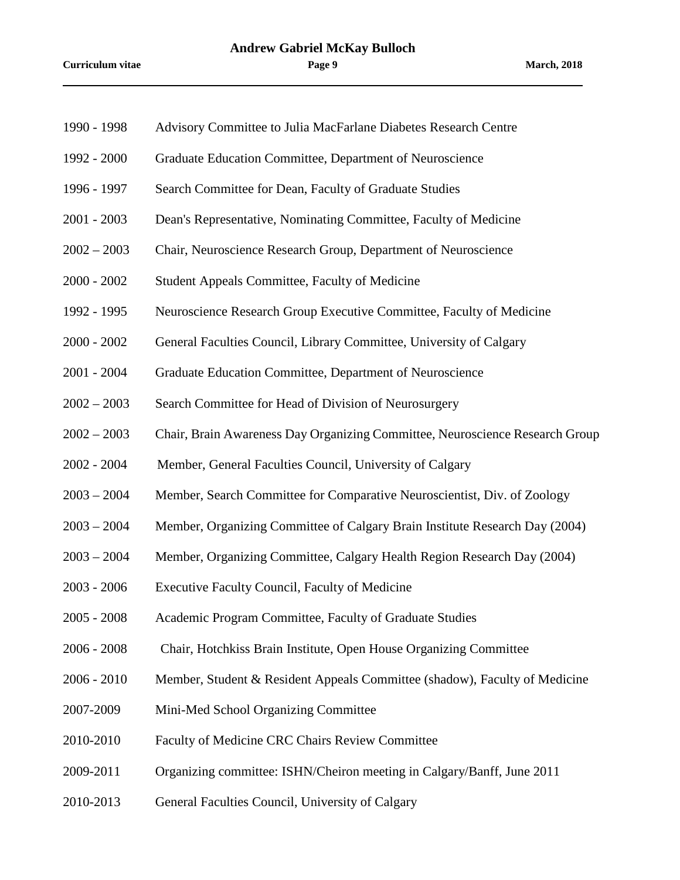| | |
|---|---|
| 1990 - 1998 | Advisory Committee to Julia MacFarlane Diabetes Research Centre |
| 1992 - 2000 | Graduate Education Committee, Department of Neuroscience |
| 1996 - 1997 | Search Committee for Dean, Faculty of Graduate Studies |
| 2001 - 2003 | Dean's Representative, Nominating Committee, Faculty of Medicine |
| 2002 – 2003 | Chair, Neuroscience Research Group, Department of Neuroscience |
| 2000 - 2002 | Student Appeals Committee, Faculty of Medicine |
| 1992 - 1995 | Neuroscience Research Group Executive Committee, Faculty of Medicine |
| 2000 - 2002 | General Faculties Council, Library Committee, University of Calgary |
| 2001 - 2004 | Graduate Education Committee, Department of Neuroscience |
| 2002 – 2003 | Search Committee for Head of Division of Neurosurgery |
| 2002 – 2003 | Chair, Brain Awareness Day Organizing Committee, Neuroscience Research Group |
| 2002 - 2004 | Member, General Faculties Council, University of Calgary |
| 2003 – 2004 | Member, Search Committee for Comparative Neuroscientist, Div. of Zoology |
| 2003 – 2004 | Member, Organizing Committee of Calgary Brain Institute Research Day (2004) |
| 2003 – 2004 | Member, Organizing Committee, Calgary Health Region Research Day (2004) |
| 2003 - 2006 | Executive Faculty Council, Faculty of Medicine |
| 2005 - 2008 | Academic Program Committee, Faculty of Graduate Studies |
| 2006 - 2008 | Chair, Hotchkiss Brain Institute, Open House Organizing Committee |
| 2006 - 2010 | Member, Student & Resident Appeals Committee (shadow), Faculty of Medicine |
| 2007-2009 | Mini-Med School Organizing Committee |
| 2010-2010 | Faculty of Medicine CRC Chairs Review Committee |
| 2009-2011 | Organizing committee: ISHN/Cheiron meeting in Calgary/Banff, June 2011 |
| 2010-2013 | General Faculties Council, University of Calgary |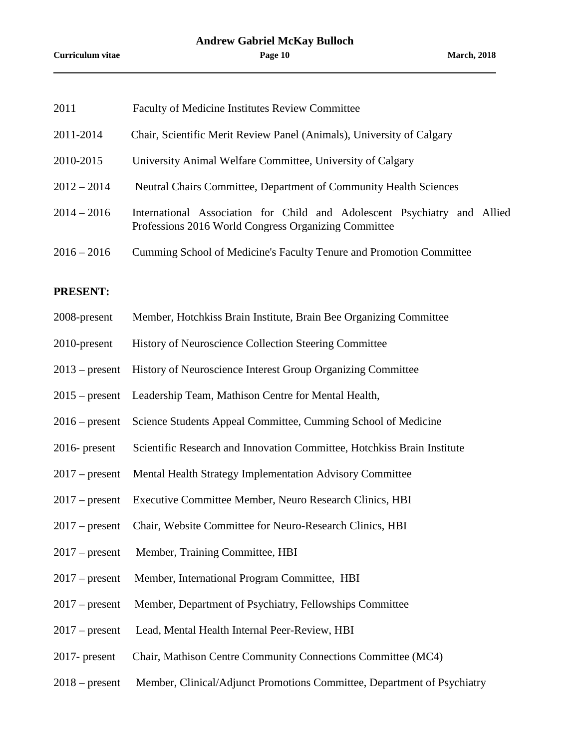2011 Faculty of Medicine Institutes Review Committee

2011-2014 Chair, Scientific Merit Review Panel (Animals), University of Calgary

2010-2015 University Animal Welfare Committee, University of Calgary

2012 – 2014 Neutral Chairs Committee, Department of Community Health Sciences

2014 – 2016 International Association for Child and Adolescent Psychiatry and Allied Professions 2016 World Congress Organizing Committee

2016 – 2016 Cumming School of Medicine's Faculty Tenure and Promotion Committee

**PRESENT:**

2008-present Member, Hotchkiss Brain Institute, Brain Bee Organizing Committee

2010-present History of Neuroscience Collection Steering Committee

2013 – present History of Neuroscience Interest Group Organizing Committee

2015 – present Leadership Team, Mathison Centre for Mental Health,

2016 – present Science Students Appeal Committee, Cumming School of Medicine

2016- present Scientific Research and Innovation Committee, Hotchkiss Brain Institute

2017 – present Mental Health Strategy Implementation Advisory Committee

2017 – present Executive Committee Member, Neuro Research Clinics, HBI

2017 – present Chair, Website Committee for Neuro-Research Clinics, HBI

2017 – present Member, Training Committee, HBI

2017 – present Member, International Program Committee, HBI

2017 – present Member, Department of Psychiatry, Fellowships Committee

2017 – present Lead, Mental Health Internal Peer-Review, HBI

2017- present Chair, Mathison Centre Community Connections Committee (MC4)

2018 – present Member, Clinical/Adjunct Promotions Committee, Department of Psychiatry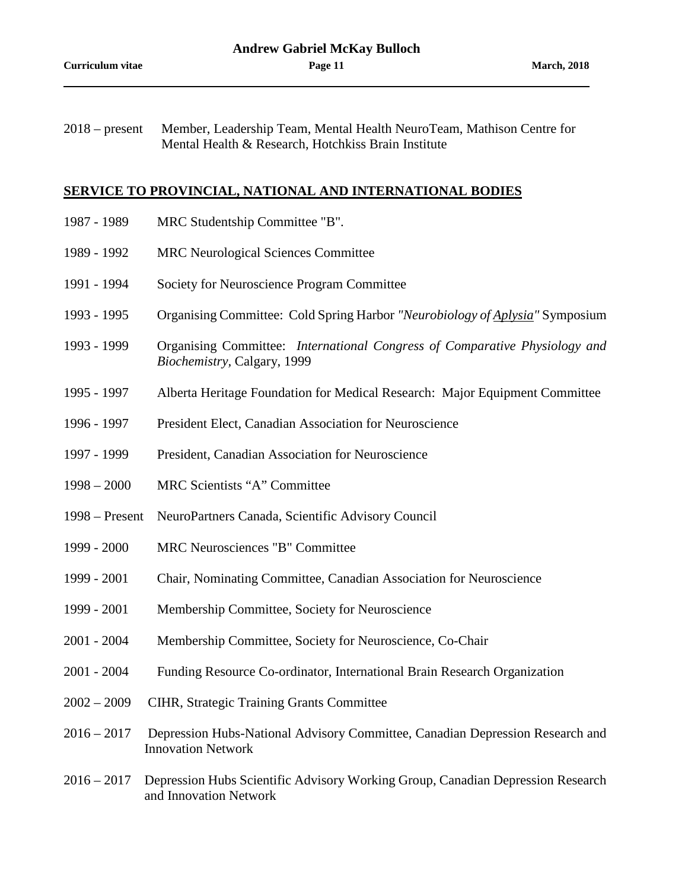2018 – present Member, Leadership Team, Mental Health NeuroTeam, Mathison Centre for Mental Health & Research, Hotchkiss Brain Institute

## SERVICE TO PROVINCIAL, NATIONAL AND INTERNATIONAL BODIES

1987 - 1989 MRC Studentship Committee "B".

1989 - 1992 MRC Neurological Sciences Committee

1991 - 1994 Society for Neuroscience Program Committee

1993 - 1995 Organising Committee: Cold Spring Harbor *"Neurobiology of Aplysia"* Symposium

1993 - 1999 Organising Committee: *International Congress of Comparative Physiology and Biochemistry,* Calgary, 1999

1995 - 1997 Alberta Heritage Foundation for Medical Research: Major Equipment Committee

1996 - 1997 President Elect, Canadian Association for Neuroscience

1997 - 1999 President, Canadian Association for Neuroscience

1998 – 2000 MRC Scientists "A" Committee

1998 – Present NeuroPartners Canada, Scientific Advisory Council

1999 - 2000 MRC Neurosciences "B" Committee

1999 - 2001 Chair, Nominating Committee, Canadian Association for Neuroscience

1999 - 2001 Membership Committee, Society for Neuroscience

2001 - 2004 Membership Committee, Society for Neuroscience, Co-Chair

2001 - 2004 Funding Resource Co-ordinator, International Brain Research Organization

2002 – 2009 CIHR, Strategic Training Grants Committee

2016 – 2017 Depression Hubs-National Advisory Committee, Canadian Depression Research and Innovation Network

2016 – 2017 Depression Hubs Scientific Advisory Working Group, Canadian Depression Research and Innovation Network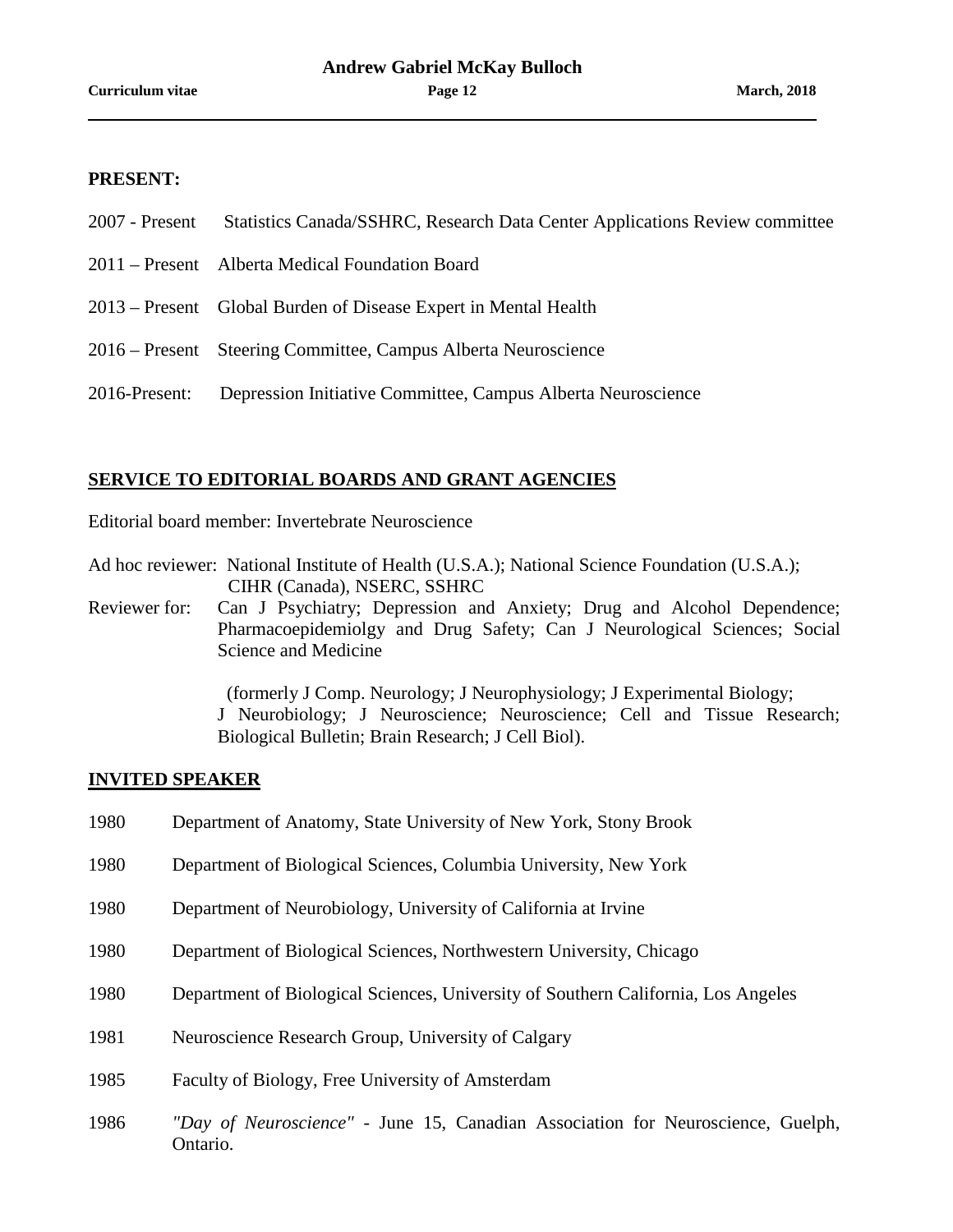**PRESENT:**

2007 - Present Statistics Canada/SSHRC, Research Data Center Applications Review committee

2011 – Present Alberta Medical Foundation Board

2013 – Present Global Burden of Disease Expert in Mental Health

2016 – Present Steering Committee, Campus Alberta Neuroscience

2016-Present: Depression Initiative Committee, Campus Alberta Neuroscience

## SERVICE TO EDITORIAL BOARDS AND GRANT AGENCIES

Editorial board member: Invertebrate Neuroscience

Ad hoc reviewer: National Institute of Health (U.S.A.); National Science Foundation (U.S.A.); CIHR (Canada), NSERC, SSHRC

Reviewer for: Can J Psychiatry; Depression and Anxiety; Drug and Alcohol Dependence; Pharmacoepidemiolgy and Drug Safety; Can J Neurological Sciences; Social Science and Medicine

(formerly J Comp. Neurology; J Neurophysiology; J Experimental Biology; J Neurobiology; J Neuroscience; Neuroscience; Cell and Tissue Research; Biological Bulletin; Brain Research; J Cell Biol).

## INVITED SPEAKER

1980 Department of Anatomy, State University of New York, Stony Brook

1980 Department of Biological Sciences, Columbia University, New York

1980 Department of Neurobiology, University of California at Irvine

1980 Department of Biological Sciences, Northwestern University, Chicago

1980 Department of Biological Sciences, University of Southern California, Los Angeles

1981 Neuroscience Research Group, University of Calgary

1985 Faculty of Biology, Free University of Amsterdam

1986 *"Day of Neuroscience"* - June 15, Canadian Association for Neuroscience, Guelph, Ontario.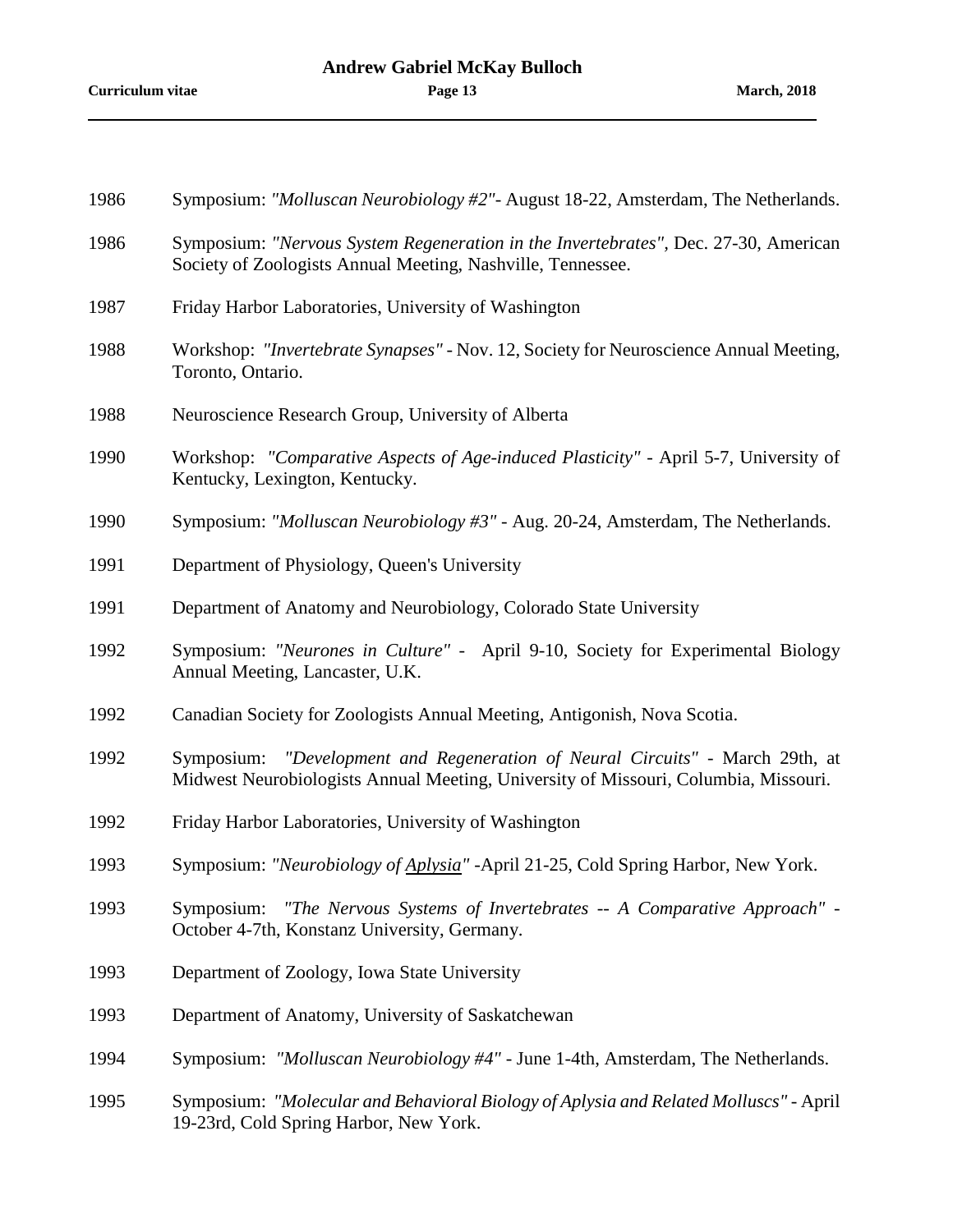1986 Symposium: *"Molluscan Neurobiology #2"*- August 18-22, Amsterdam, The Netherlands.

1986 Symposium: *"Nervous System Regeneration in the Invertebrates"*, Dec. 27-30, American Society of Zoologists Annual Meeting, Nashville, Tennessee.

1987 Friday Harbor Laboratories, University of Washington

1988 Workshop: *"Invertebrate Synapses"* - Nov. 12, Society for Neuroscience Annual Meeting, Toronto, Ontario.

1988 Neuroscience Research Group, University of Alberta

1990 Workshop: *"Comparative Aspects of Age-induced Plasticity"* - April 5-7, University of Kentucky, Lexington, Kentucky.

1990 Symposium: *"Molluscan Neurobiology #3"* - Aug. 20-24, Amsterdam, The Netherlands.

1991 Department of Physiology, Queen's University

1991 Department of Anatomy and Neurobiology, Colorado State University

1992 Symposium: *"Neurones in Culture"* - April 9-10, Society for Experimental Biology Annual Meeting, Lancaster, U.K.

1992 Canadian Society for Zoologists Annual Meeting, Antigonish, Nova Scotia.

1992 Symposium: *"Development and Regeneration of Neural Circuits"* - March 29th, at Midwest Neurobiologists Annual Meeting, University of Missouri, Columbia, Missouri.

1992 Friday Harbor Laboratories, University of Washington

1993 Symposium: *"Neurobiology of Aplysia"* -April 21-25, Cold Spring Harbor, New York.

1993 Symposium: *"The Nervous Systems of Invertebrates -- A Comparative Approach"* - October 4-7th, Konstanz University, Germany.

1993 Department of Zoology, Iowa State University

1993 Department of Anatomy, University of Saskatchewan

1994 Symposium: *"Molluscan Neurobiology #4"* - June 1-4th, Amsterdam, The Netherlands.

1995 Symposium: *"Molecular and Behavioral Biology of Aplysia and Related Molluscs"* - April 19-23rd, Cold Spring Harbor, New York.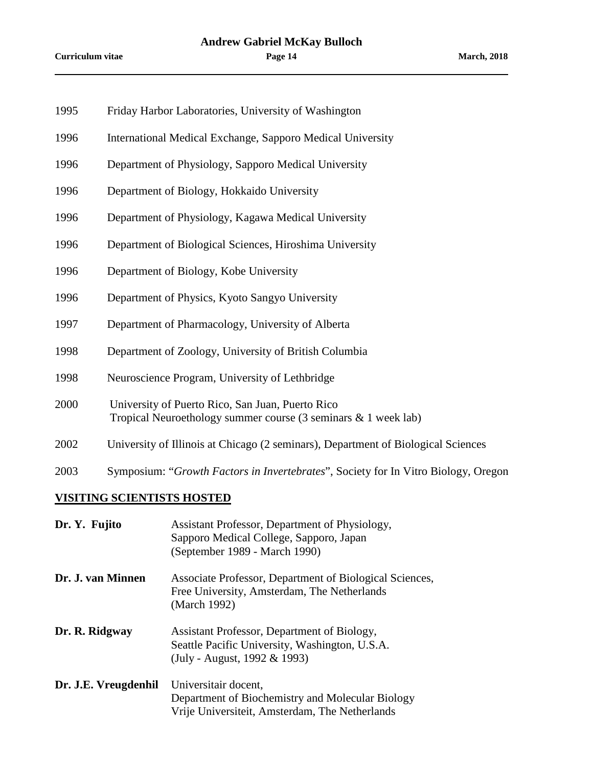| | |
|---|---|
| 1995 | Friday Harbor Laboratories, University of Washington |
| 1996 | International Medical Exchange, Sapporo Medical University |
| 1996 | Department of Physiology, Sapporo Medical University |
| 1996 | Department of Biology, Hokkaido University |
| 1996 | Department of Physiology, Kagawa Medical University |
| 1996 | Department of Biological Sciences, Hiroshima University |
| 1996 | Department of Biology, Kobe University |
| 1996 | Department of Physics, Kyoto Sangyo University |
| 1997 | Department of Pharmacology, University of Alberta |
| 1998 | Department of Zoology, University of British Columbia |
| 1998 | Neuroscience Program, University of Lethbridge |
| 2000 | University of Puerto Rico, San Juan, Puerto Rico<br>Tropical Neuroethology summer course (3 seminars & 1 week lab) |
| 2002 | University of Illinois at Chicago (2 seminars), Department of Biological Sciences |
| 2003 | Symposium: "*Growth Factors in Invertebrates*", Society for In Vitro Biology, Oregon |

## VISITING SCIENTISTS HOSTED

**Dr. Y. Fujito**
Assistant Professor, Department of Physiology,
Sapporo Medical College, Sapporo, Japan
(September 1989 - March 1990)

**Dr. J. van Minnen**
Associate Professor, Department of Biological Sciences,
Free University, Amsterdam, The Netherlands
(March 1992)

**Dr. R. Ridgway**
Assistant Professor, Department of Biology,
Seattle Pacific University, Washington, U.S.A.
(July - August, 1992 & 1993)

**Dr. J.E. Vreugdenhil**
Universitair docent,
Department of Biochemistry and Molecular Biology
Vrije Universiteit, Amsterdam, The Netherlands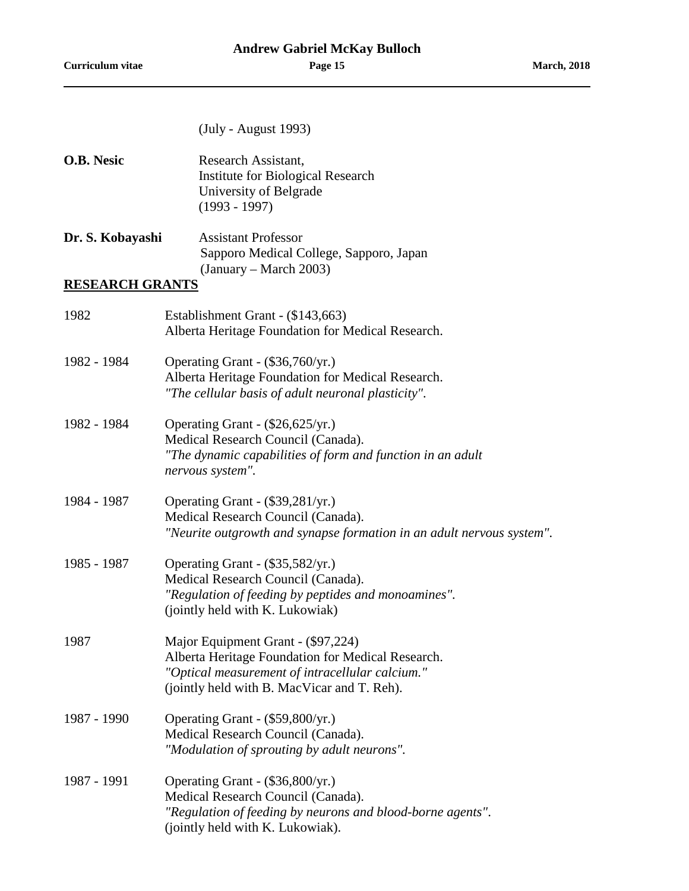(July - August 1993)

**O.B. Nesic**
Research Assistant,
Institute for Biological Research
University of Belgrade
(1993 - 1997)

**Dr. S. Kobayashi**
Assistant Professor
Sapporo Medical College, Sapporo, Japan
(January – March 2003)

## RESEARCH GRANTS

1982
Establishment Grant - ($143,663)
Alberta Heritage Foundation for Medical Research.

1982 - 1984
Operating Grant - ($36,760/yr.)
Alberta Heritage Foundation for Medical Research.
*"The cellular basis of adult neuronal plasticity".*

1982 - 1984
Operating Grant - ($26,625/yr.)
Medical Research Council (Canada).
*"The dynamic capabilities of form and function in an adult nervous system".*

1984 - 1987
Operating Grant - ($39,281/yr.)
Medical Research Council (Canada).
*"Neurite outgrowth and synapse formation in an adult nervous system".*

1985 - 1987
Operating Grant - ($35,582/yr.)
Medical Research Council (Canada).
*"Regulation of feeding by peptides and monoamines".*
(jointly held with K. Lukowiak)

1987
Major Equipment Grant - ($97,224)
Alberta Heritage Foundation for Medical Research.
*"Optical measurement of intracellular calcium."*
(jointly held with B. MacVicar and T. Reh).

1987 - 1990
Operating Grant - ($59,800/yr.)
Medical Research Council (Canada).
*"Modulation of sprouting by adult neurons".*

1987 - 1991
Operating Grant - ($36,800/yr.)
Medical Research Council (Canada).
*"Regulation of feeding by neurons and blood-borne agents".*
(jointly held with K. Lukowiak).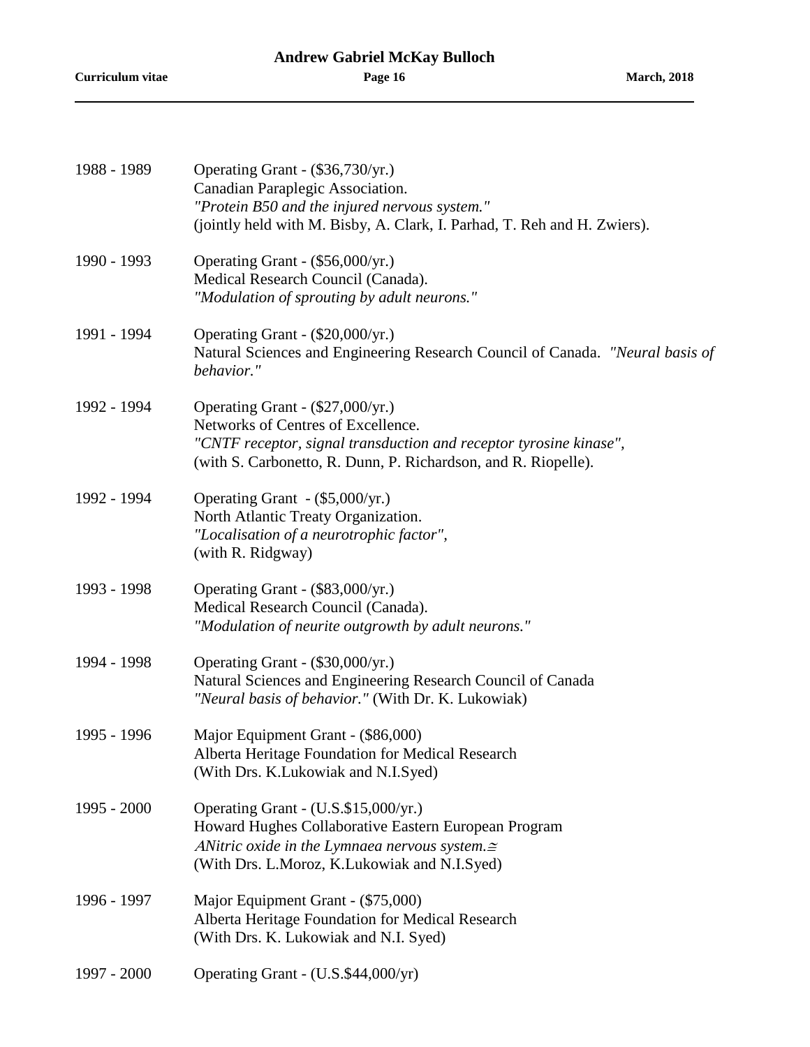1988 - 1989 Operating Grant - ($36,730/yr.)
Canadian Paraplegic Association.
*"Protein B50 and the injured nervous system."*
(jointly held with M. Bisby, A. Clark, I. Parhad, T. Reh and H. Zwiers).

1990 - 1993 Operating Grant - ($56,000/yr.)
Medical Research Council (Canada).
*"Modulation of sprouting by adult neurons."*

1991 - 1994 Operating Grant - ($20,000/yr.)
Natural Sciences and Engineering Research Council of Canada. *"Neural basis of behavior."*

1992 - 1994 Operating Grant - ($27,000/yr.)
Networks of Centres of Excellence.
*"CNTF receptor, signal transduction and receptor tyrosine kinase",*
(with S. Carbonetto, R. Dunn, P. Richardson, and R. Riopelle).

1992 - 1994 Operating Grant - ($5,000/yr.)
North Atlantic Treaty Organization.
*"Localisation of a neurotrophic factor",*
(with R. Ridgway)

1993 - 1998 Operating Grant - ($83,000/yr.)
Medical Research Council (Canada).
*"Modulation of neurite outgrowth by adult neurons."*

1994 - 1998 Operating Grant - ($30,000/yr.)
Natural Sciences and Engineering Research Council of Canada
*"Neural basis of behavior."* (With Dr. K. Lukowiak)

1995 - 1996 Major Equipment Grant - ($86,000)
Alberta Heritage Foundation for Medical Research
(With Drs. K.Lukowiak and N.I.Syed)

1995 - 2000 Operating Grant - (U.S.$15,000/yr.)
Howard Hughes Collaborative Eastern European Program
*ANitric oxide in the Lymnaea nervous system.≅*
(With Drs. L.Moroz, K.Lukowiak and N.I.Syed)

1996 - 1997 Major Equipment Grant - ($75,000)
Alberta Heritage Foundation for Medical Research
(With Drs. K. Lukowiak and N.I. Syed)

1997 - 2000 Operating Grant - (U.S.$44,000/yr)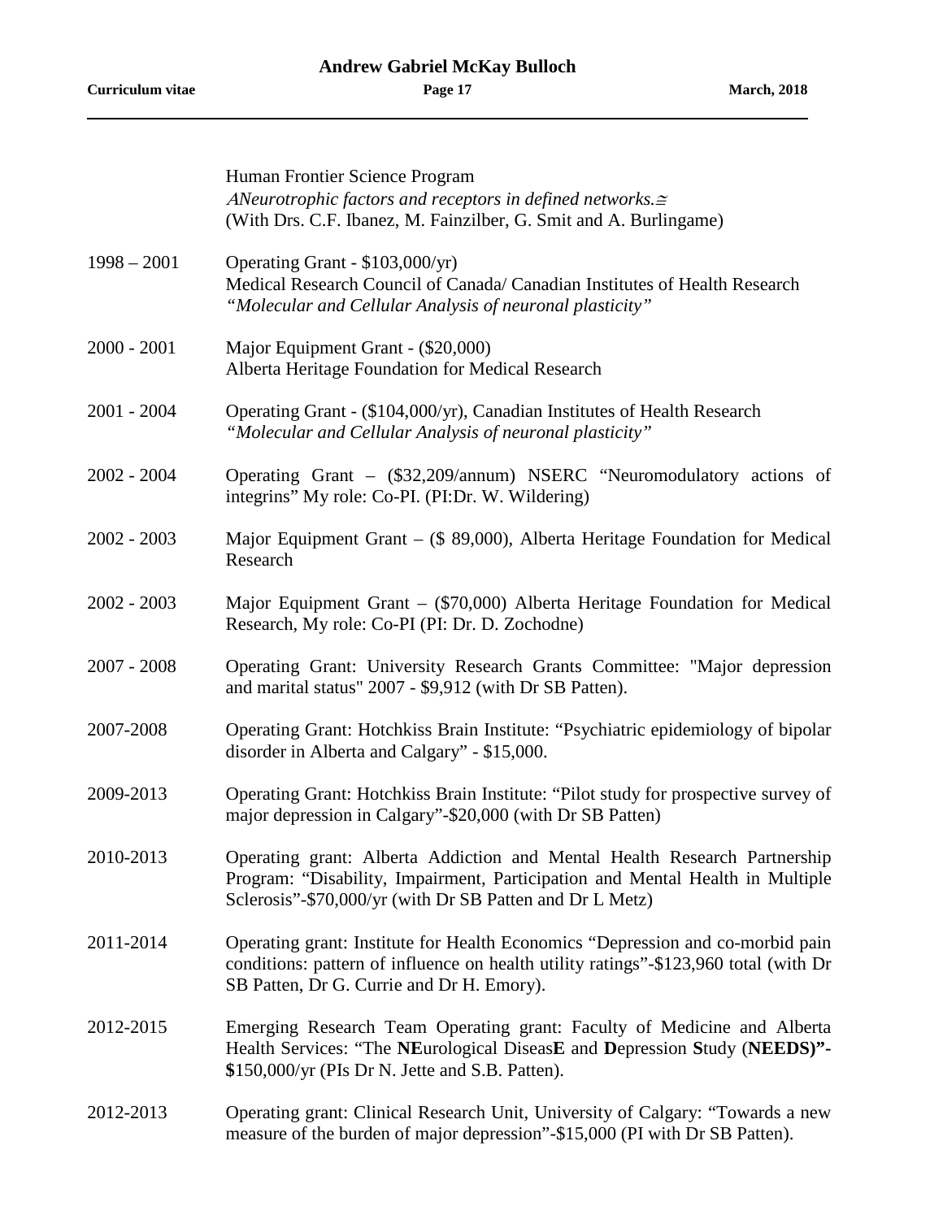Human Frontier Science Program  
*ANeurotrophic factors and receptors in defined networks.≅*  
(With Drs. C.F. Ibanez, M. Fainzilber, G. Smit and A. Burlingame)

1998 – 2001 Operating Grant - $103,000/yr)  
Medical Research Council of Canada/ Canadian Institutes of Health Research  
*"Molecular and Cellular Analysis of neuronal plasticity"*

2000 - 2001 Major Equipment Grant - ($20,000)  
Alberta Heritage Foundation for Medical Research

2001 - 2004 Operating Grant - ($104,000/yr), Canadian Institutes of Health Research  
*"Molecular and Cellular Analysis of neuronal plasticity"*

2002 - 2004 Operating Grant – ($32,209/annum) NSERC "Neuromodulatory actions of integrins" My role: Co-PI. (PI:Dr. W. Wildering)

2002 - 2003 Major Equipment Grant – ($ 89,000), Alberta Heritage Foundation for Medical Research

2002 - 2003 Major Equipment Grant – ($70,000) Alberta Heritage Foundation for Medical Research, My role: Co-PI (PI: Dr. D. Zochodne)

2007 - 2008 Operating Grant: University Research Grants Committee: "Major depression and marital status" 2007 - $9,912 (with Dr SB Patten).

2007-2008 Operating Grant: Hotchkiss Brain Institute: "Psychiatric epidemiology of bipolar disorder in Alberta and Calgary" - $15,000.

2009-2013 Operating Grant: Hotchkiss Brain Institute: "Pilot study for prospective survey of major depression in Calgary"-$20,000 (with Dr SB Patten)

2010-2013 Operating grant: Alberta Addiction and Mental Health Research Partnership Program: "Disability, Impairment, Participation and Mental Health in Multiple Sclerosis"-$70,000/yr (with Dr SB Patten and Dr L Metz)

2011-2014 Operating grant: Institute for Health Economics "Depression and co-morbid pain conditions: pattern of influence on health utility ratings"-$123,960 total (with Dr SB Patten, Dr G. Currie and Dr H. Emory).

2012-2015 Emerging Research Team Operating grant: Faculty of Medicine and Alberta Health Services: "The **NE**urological Diseas**E** and **D**epression **S**tudy (**NEEDS)"-$**150,000/yr (PIs Dr N. Jette and S.B. Patten).

2012-2013 Operating grant: Clinical Research Unit, University of Calgary: "Towards a new measure of the burden of major depression"-$15,000 (PI with Dr SB Patten).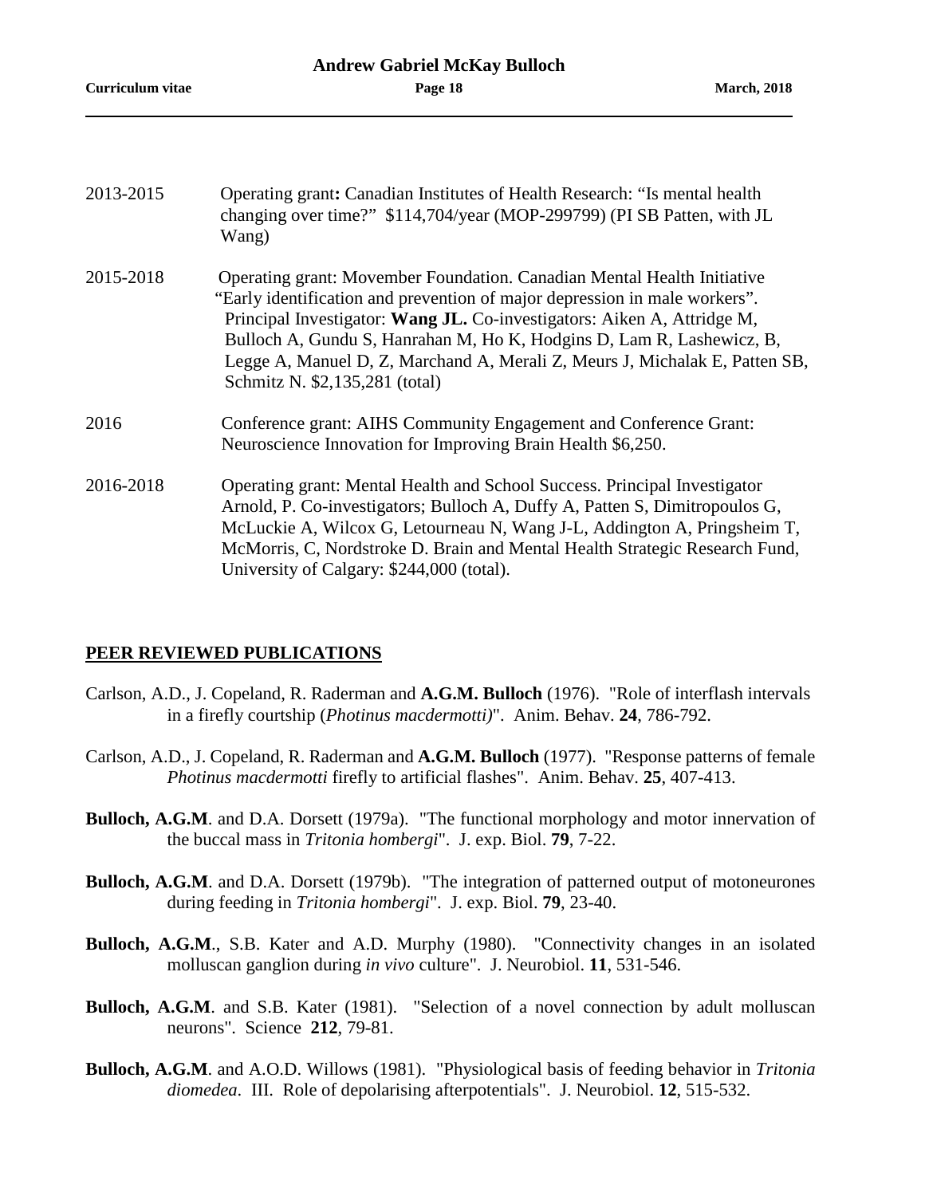2013-2015 Operating grant**:** Canadian Institutes of Health Research: "Is mental health changing over time?" $114,704/year (MOP-299799) (PI SB Patten, with JL Wang)

2015-2018 Operating grant: Movember Foundation. Canadian Mental Health Initiative "Early identification and prevention of major depression in male workers". Principal Investigator: **Wang JL.** Co-investigators: Aiken A, Attridge M, Bulloch A, Gundu S, Hanrahan M, Ho K, Hodgins D, Lam R, Lashewicz, B, Legge A, Manuel D, Z, Marchand A, Merali Z, Meurs J, Michalak E, Patten SB, Schmitz N. $2,135,281 (total)

2016 Conference grant: AIHS Community Engagement and Conference Grant: Neuroscience Innovation for Improving Brain Health $6,250.

2016-2018 Operating grant: Mental Health and School Success. Principal Investigator Arnold, P. Co-investigators; Bulloch A, Duffy A, Patten S, Dimitropoulos G, McLuckie A, Wilcox G, Letourneau N, Wang J-L, Addington A, Pringsheim T, McMorris, C, Nordstroke D. Brain and Mental Health Strategic Research Fund, University of Calgary: $244,000 (total).

## PEER REVIEWED PUBLICATIONS

Carlson, A.D., J. Copeland, R. Raderman and **A.G.M. Bulloch** (1976). "Role of interflash intervals in a firefly courtship (*Photinus macdermotti)*". Anim. Behav. **24**, 786-792.

Carlson, A.D., J. Copeland, R. Raderman and **A.G.M. Bulloch** (1977). "Response patterns of female *Photinus macdermotti* firefly to artificial flashes". Anim. Behav. **25**, 407-413.

**Bulloch, A.G.M**. and D.A. Dorsett (1979a). "The functional morphology and motor innervation of the buccal mass in *Tritonia hombergi*". J. exp. Biol. **79**, 7-22.

**Bulloch, A.G.M**. and D.A. Dorsett (1979b). "The integration of patterned output of motoneurones during feeding in *Tritonia hombergi*". J. exp. Biol. **79**, 23-40.

**Bulloch, A.G.M**., S.B. Kater and A.D. Murphy (1980). "Connectivity changes in an isolated molluscan ganglion during *in vivo* culture". J. Neurobiol. **11**, 531-546.

**Bulloch, A.G.M**. and S.B. Kater (1981). "Selection of a novel connection by adult molluscan neurons". Science **212**, 79-81.

**Bulloch, A.G.M**. and A.O.D. Willows (1981). "Physiological basis of feeding behavior in *Tritonia diomedea*. III. Role of depolarising afterpotentials". J. Neurobiol. **12**, 515-532.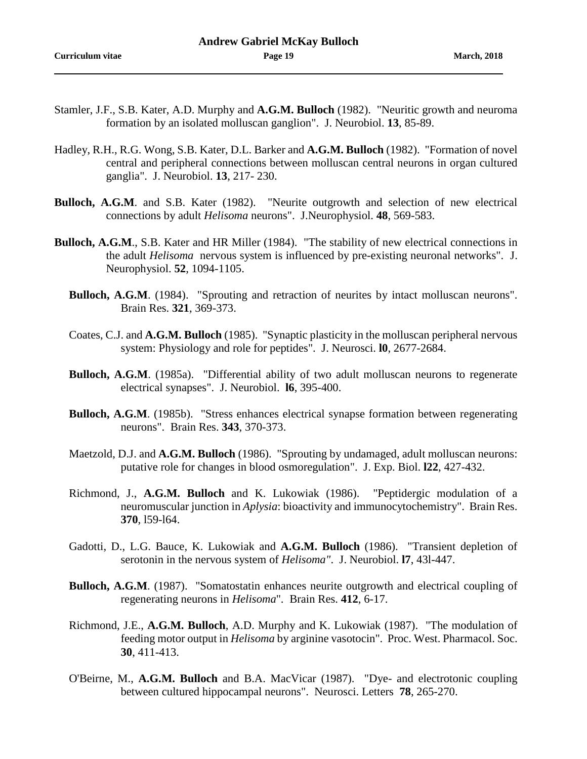Stamler, J.F., S.B. Kater, A.D. Murphy and **A.G.M. Bulloch** (1982). "Neuritic growth and neuroma formation by an isolated molluscan ganglion". J. Neurobiol. **13**, 85-89.

Hadley, R.H., R.G. Wong, S.B. Kater, D.L. Barker and **A.G.M. Bulloch** (1982). "Formation of novel central and peripheral connections between molluscan central neurons in organ cultured ganglia". J. Neurobiol. **13**, 217- 230.

**Bulloch, A.G.M**. and S.B. Kater (1982). "Neurite outgrowth and selection of new electrical connections by adult *Helisoma* neurons". J.Neurophysiol. **48**, 569-583.

**Bulloch, A.G.M**., S.B. Kater and HR Miller (1984). "The stability of new electrical connections in the adult *Helisoma* nervous system is influenced by pre-existing neuronal networks". J. Neurophysiol. **52**, 1094-1105.

**Bulloch, A.G.M**. (1984). "Sprouting and retraction of neurites by intact molluscan neurons". Brain Res. **321**, 369-373.

Coates, C.J. and **A.G.M. Bulloch** (1985). "Synaptic plasticity in the molluscan peripheral nervous system: Physiology and role for peptides". J. Neurosci. **l0**, 2677-2684.

**Bulloch, A.G.M**. (1985a). "Differential ability of two adult molluscan neurons to regenerate electrical synapses". J. Neurobiol. **l6**, 395-400.

**Bulloch, A.G.M**. (1985b). "Stress enhances electrical synapse formation between regenerating neurons". Brain Res. **343**, 370-373.

Maetzold, D.J. and **A.G.M. Bulloch** (1986). "Sprouting by undamaged, adult molluscan neurons: putative role for changes in blood osmoregulation". J. Exp. Biol. **l22**, 427-432.

Richmond, J., **A.G.M. Bulloch** and K. Lukowiak (1986). "Peptidergic modulation of a neuromuscular junction in *Aplysia*: bioactivity and immunocytochemistry". Brain Res. **370**, l59-l64.

Gadotti, D., L.G. Bauce, K. Lukowiak and **A.G.M. Bulloch** (1986). "Transient depletion of serotonin in the nervous system of *Helisoma"*. J. Neurobiol. **l7**, 43l-447.

**Bulloch, A.G.M**. (1987). "Somatostatin enhances neurite outgrowth and electrical coupling of regenerating neurons in *Helisoma*". Brain Res. **412**, 6-17.

Richmond, J.E., **A.G.M. Bulloch**, A.D. Murphy and K. Lukowiak (1987). "The modulation of feeding motor output in *Helisoma* by arginine vasotocin". Proc. West. Pharmacol. Soc. **30**, 411-413.

O'Beirne, M., **A.G.M. Bulloch** and B.A. MacVicar (1987). "Dye- and electrotonic coupling between cultured hippocampal neurons". Neurosci. Letters **78**, 265-270.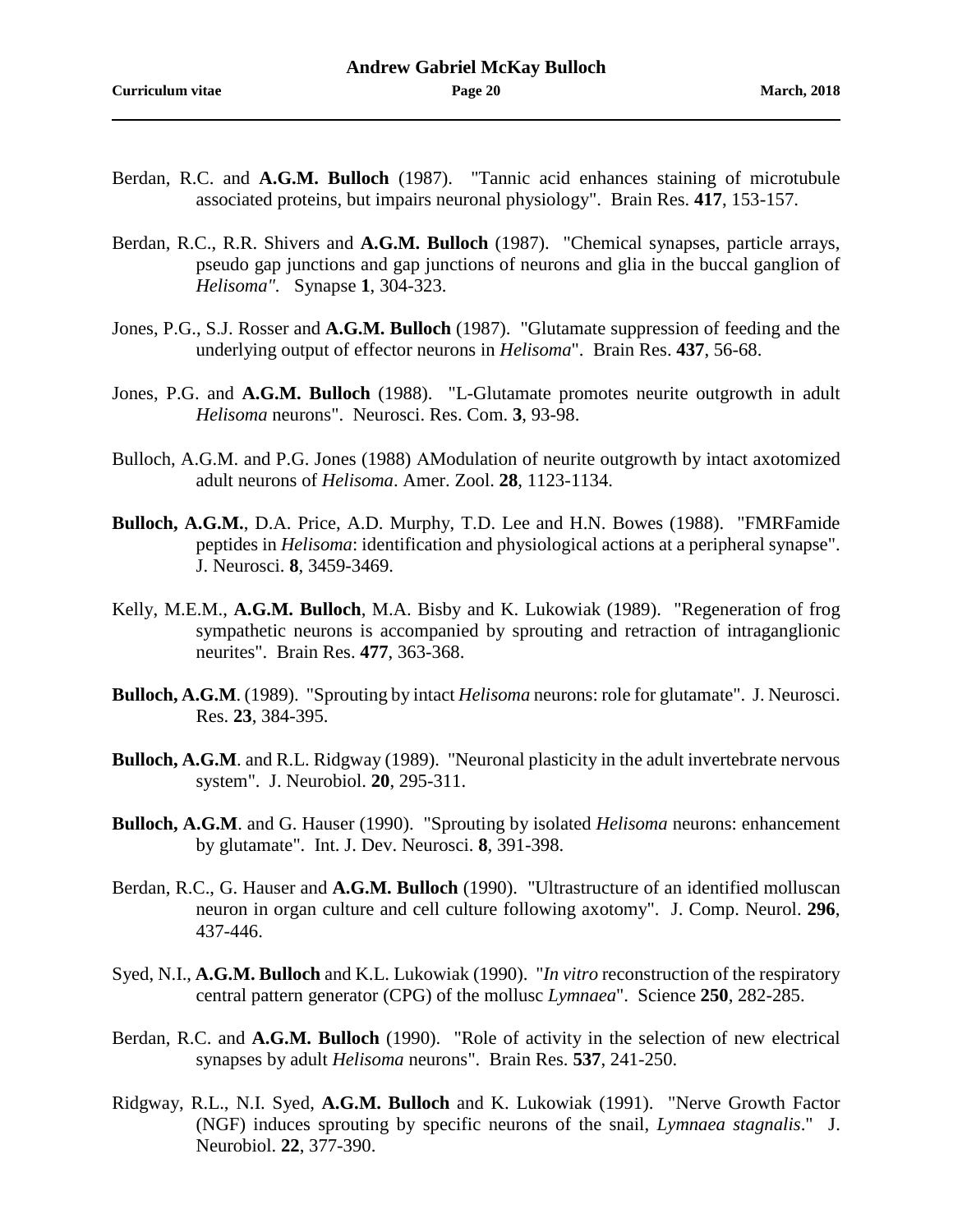Berdan, R.C. and **A.G.M. Bulloch** (1987). "Tannic acid enhances staining of microtubule associated proteins, but impairs neuronal physiology". Brain Res. **417**, 153-157.

Berdan, R.C., R.R. Shivers and **A.G.M. Bulloch** (1987). "Chemical synapses, particle arrays, pseudo gap junctions and gap junctions of neurons and glia in the buccal ganglion of *Helisoma"*. Synapse **1**, 304-323.

Jones, P.G., S.J. Rosser and **A.G.M. Bulloch** (1987). "Glutamate suppression of feeding and the underlying output of effector neurons in *Helisoma*". Brain Res. **437**, 56-68.

Jones, P.G. and **A.G.M. Bulloch** (1988). "L-Glutamate promotes neurite outgrowth in adult *Helisoma* neurons". Neurosci. Res. Com. **3**, 93-98.

Bulloch, A.G.M. and P.G. Jones (1988) AModulation of neurite outgrowth by intact axotomized adult neurons of *Helisoma*. Amer. Zool. **28**, 1123-1134.

**Bulloch, A.G.M.**, D.A. Price, A.D. Murphy, T.D. Lee and H.N. Bowes (1988). "FMRFamide peptides in *Helisoma*: identification and physiological actions at a peripheral synapse". J. Neurosci. **8**, 3459-3469.

Kelly, M.E.M., **A.G.M. Bulloch**, M.A. Bisby and K. Lukowiak (1989). "Regeneration of frog sympathetic neurons is accompanied by sprouting and retraction of intraganglionic neurites". Brain Res. **477**, 363-368.

**Bulloch, A.G.M**. (1989). "Sprouting by intact *Helisoma* neurons: role for glutamate". J. Neurosci. Res. **23**, 384-395.

**Bulloch, A.G.M**. and R.L. Ridgway (1989). "Neuronal plasticity in the adult invertebrate nervous system". J. Neurobiol. **20**, 295-311.

**Bulloch, A.G.M**. and G. Hauser (1990). "Sprouting by isolated *Helisoma* neurons: enhancement by glutamate". Int. J. Dev. Neurosci. **8**, 391-398.

Berdan, R.C., G. Hauser and **A.G.M. Bulloch** (1990). "Ultrastructure of an identified molluscan neuron in organ culture and cell culture following axotomy". J. Comp. Neurol. **296**, 437-446.

Syed, N.I., **A.G.M. Bulloch** and K.L. Lukowiak (1990). "*In vitro* reconstruction of the respiratory central pattern generator (CPG) of the mollusc *Lymnaea*". Science **250**, 282-285.

Berdan, R.C. and **A.G.M. Bulloch** (1990). "Role of activity in the selection of new electrical synapses by adult *Helisoma* neurons". Brain Res. **537**, 241-250.

Ridgway, R.L., N.I. Syed, **A.G.M. Bulloch** and K. Lukowiak (1991). "Nerve Growth Factor (NGF) induces sprouting by specific neurons of the snail, *Lymnaea stagnalis*." J. Neurobiol. **22**, 377-390.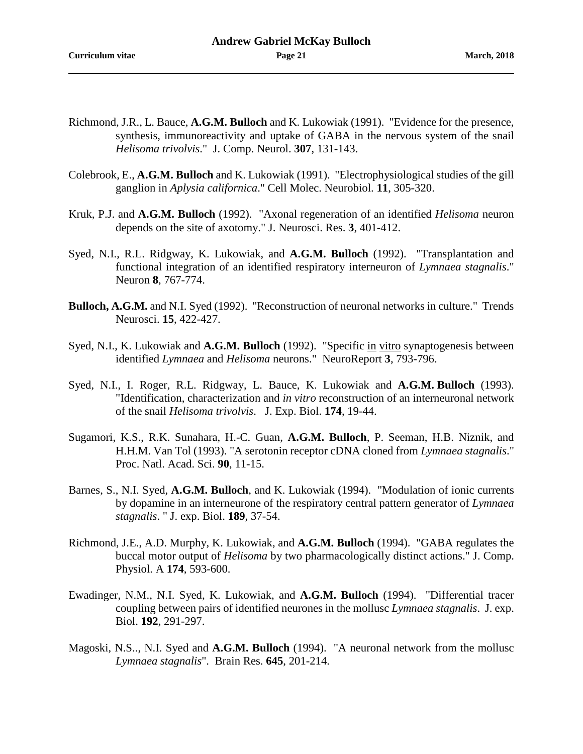Richmond, J.R., L. Bauce, **A.G.M. Bulloch** and K. Lukowiak (1991). "Evidence for the presence, synthesis, immunoreactivity and uptake of GABA in the nervous system of the snail *Helisoma trivolvis*." J. Comp. Neurol. **307**, 131-143.

Colebrook, E., **A.G.M. Bulloch** and K. Lukowiak (1991). "Electrophysiological studies of the gill ganglion in *Aplysia californica*." Cell Molec. Neurobiol. **11**, 305-320.

Kruk, P.J. and **A.G.M. Bulloch** (1992). "Axonal regeneration of an identified *Helisoma* neuron depends on the site of axotomy." J. Neurosci. Res. **3**, 401-412.

Syed, N.I., R.L. Ridgway, K. Lukowiak, and **A.G.M. Bulloch** (1992). "Transplantation and functional integration of an identified respiratory interneuron of *Lymnaea stagnalis*." Neuron **8**, 767-774.

**Bulloch, A.G.M.** and N.I. Syed (1992). "Reconstruction of neuronal networks in culture." Trends Neurosci. **15**, 422-427.

Syed, N.I., K. Lukowiak and **A.G.M. Bulloch** (1992). "Specific in vitro synaptogenesis between identified *Lymnaea* and *Helisoma* neurons." NeuroReport **3**, 793-796.

Syed, N.I., I. Roger, R.L. Ridgway, L. Bauce, K. Lukowiak and **A.G.M. Bulloch** (1993). "Identification, characterization and *in vitro* reconstruction of an interneuronal network of the snail *Helisoma trivolvis*. J. Exp. Biol. **174**, 19-44.

Sugamori, K.S., R.K. Sunahara, H.-C. Guan, **A.G.M. Bulloch**, P. Seeman, H.B. Niznik, and H.H.M. Van Tol (1993). "A serotonin receptor cDNA cloned from *Lymnaea stagnalis*." Proc. Natl. Acad. Sci. **90**, 11-15.

Barnes, S., N.I. Syed, **A.G.M. Bulloch**, and K. Lukowiak (1994). "Modulation of ionic currents by dopamine in an interneurone of the respiratory central pattern generator of *Lymnaea stagnalis*. " J. exp. Biol. **189**, 37-54.

Richmond, J.E., A.D. Murphy, K. Lukowiak, and **A.G.M. Bulloch** (1994). "GABA regulates the buccal motor output of *Helisoma* by two pharmacologically distinct actions." J. Comp. Physiol. A **174**, 593-600.

Ewadinger, N.M., N.I. Syed, K. Lukowiak, and **A.G.M. Bulloch** (1994). "Differential tracer coupling between pairs of identified neurones in the mollusc *Lymnaea stagnalis*. J. exp. Biol. **192**, 291-297.

Magoski, N.S.., N.I. Syed and **A.G.M. Bulloch** (1994). "A neuronal network from the mollusc *Lymnaea stagnalis*". Brain Res. **645**, 201-214.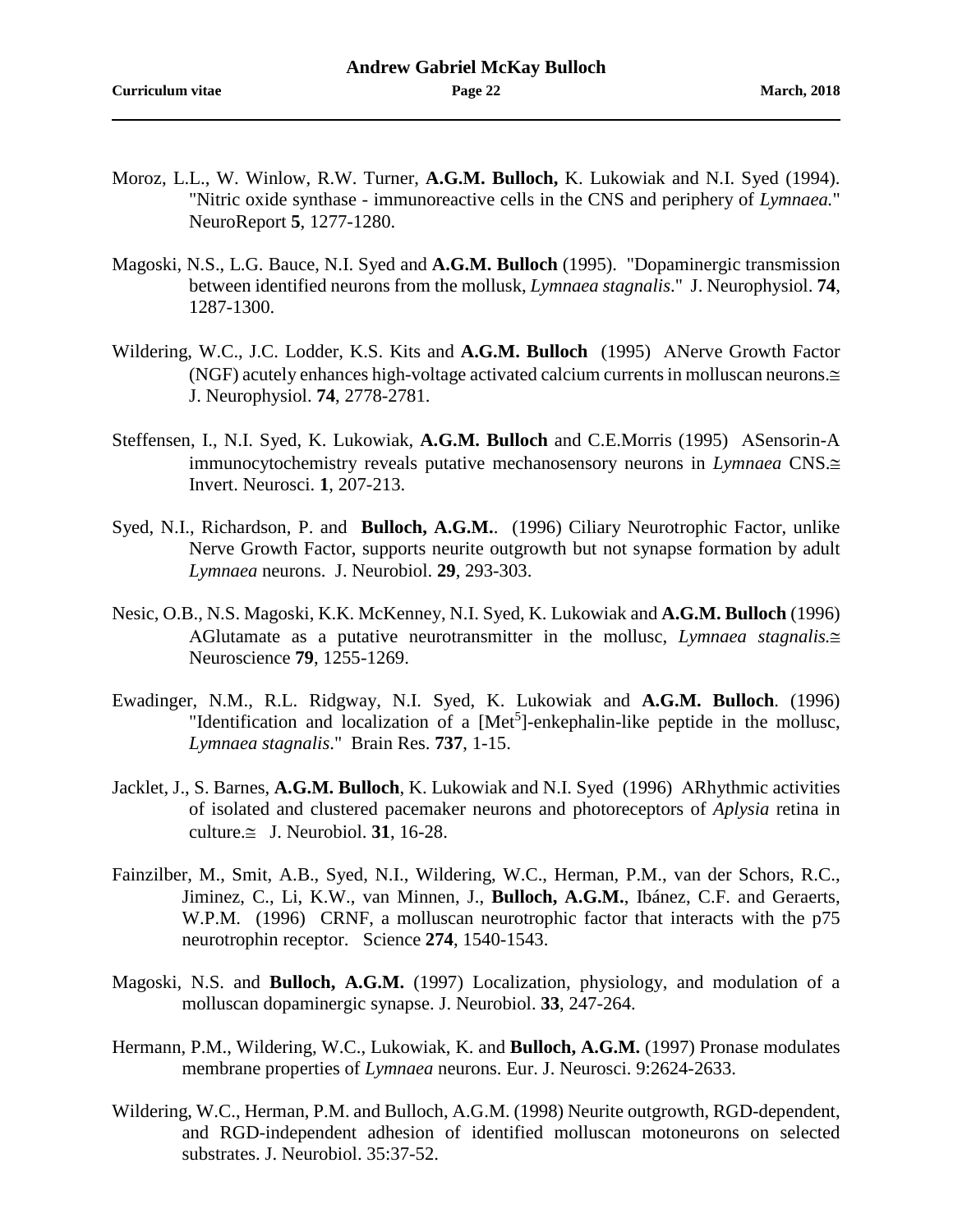Moroz, L.L., W. Winlow, R.W. Turner, **A.G.M. Bulloch,** K. Lukowiak and N.I. Syed (1994). "Nitric oxide synthase - immunoreactive cells in the CNS and periphery of *Lymnaea.*" NeuroReport **5**, 1277-1280.

Magoski, N.S., L.G. Bauce, N.I. Syed and **A.G.M. Bulloch** (1995). "Dopaminergic transmission between identified neurons from the mollusk, *Lymnaea stagnalis*." J. Neurophysiol. **74**, 1287-1300.

Wildering, W.C., J.C. Lodder, K.S. Kits and **A.G.M. Bulloch** (1995) ANerve Growth Factor (NGF) acutely enhances high-voltage activated calcium currents in molluscan neurons.≅ J. Neurophysiol. **74**, 2778-2781.

Steffensen, I., N.I. Syed, K. Lukowiak, **A.G.M. Bulloch** and C.E.Morris (1995) ASensorin-A immunocytochemistry reveals putative mechanosensory neurons in *Lymnaea* CNS.≅ Invert. Neurosci. **1**, 207-213.

Syed, N.I., Richardson, P. and **Bulloch, A.G.M.**. (1996) Ciliary Neurotrophic Factor, unlike Nerve Growth Factor, supports neurite outgrowth but not synapse formation by adult *Lymnaea* neurons. J. Neurobiol. **29**, 293-303.

Nesic, O.B., N.S. Magoski, K.K. McKenney, N.I. Syed, K. Lukowiak and **A.G.M. Bulloch** (1996) AGlutamate as a putative neurotransmitter in the mollusc, *Lymnaea stagnalis.*≅ Neuroscience **79**, 1255-1269.

Ewadinger, N.M., R.L. Ridgway, N.I. Syed, K. Lukowiak and **A.G.M. Bulloch**. (1996) "Identification and localization of a [Met$^5$]-enkephalin-like peptide in the mollusc, *Lymnaea stagnalis*." Brain Res. **737**, 1-15.

Jacklet, J., S. Barnes, **A.G.M. Bulloch**, K. Lukowiak and N.I. Syed (1996) ARhythmic activities of isolated and clustered pacemaker neurons and photoreceptors of *Aplysia* retina in culture.≅ J. Neurobiol. **31**, 16-28.

Fainzilber, M., Smit, A.B., Syed, N.I., Wildering, W.C., Herman, P.M., van der Schors, R.C., Jiminez, C., Li, K.W., van Minnen, J., **Bulloch, A.G.M.**, Ibánez, C.F. and Geraerts, W.P.M. (1996) CRNF, a molluscan neurotrophic factor that interacts with the p75 neurotrophin receptor. Science **274**, 1540-1543.

Magoski, N.S. and **Bulloch, A.G.M.** (1997) Localization, physiology, and modulation of a molluscan dopaminergic synapse. J. Neurobiol. **33**, 247-264.

Hermann, P.M., Wildering, W.C., Lukowiak, K. and **Bulloch, A.G.M.** (1997) Pronase modulates membrane properties of *Lymnaea* neurons. Eur. J. Neurosci. 9:2624-2633.

Wildering, W.C., Herman, P.M. and Bulloch, A.G.M. (1998) Neurite outgrowth, RGD-dependent, and RGD-independent adhesion of identified molluscan motoneurons on selected substrates. J. Neurobiol. 35:37-52.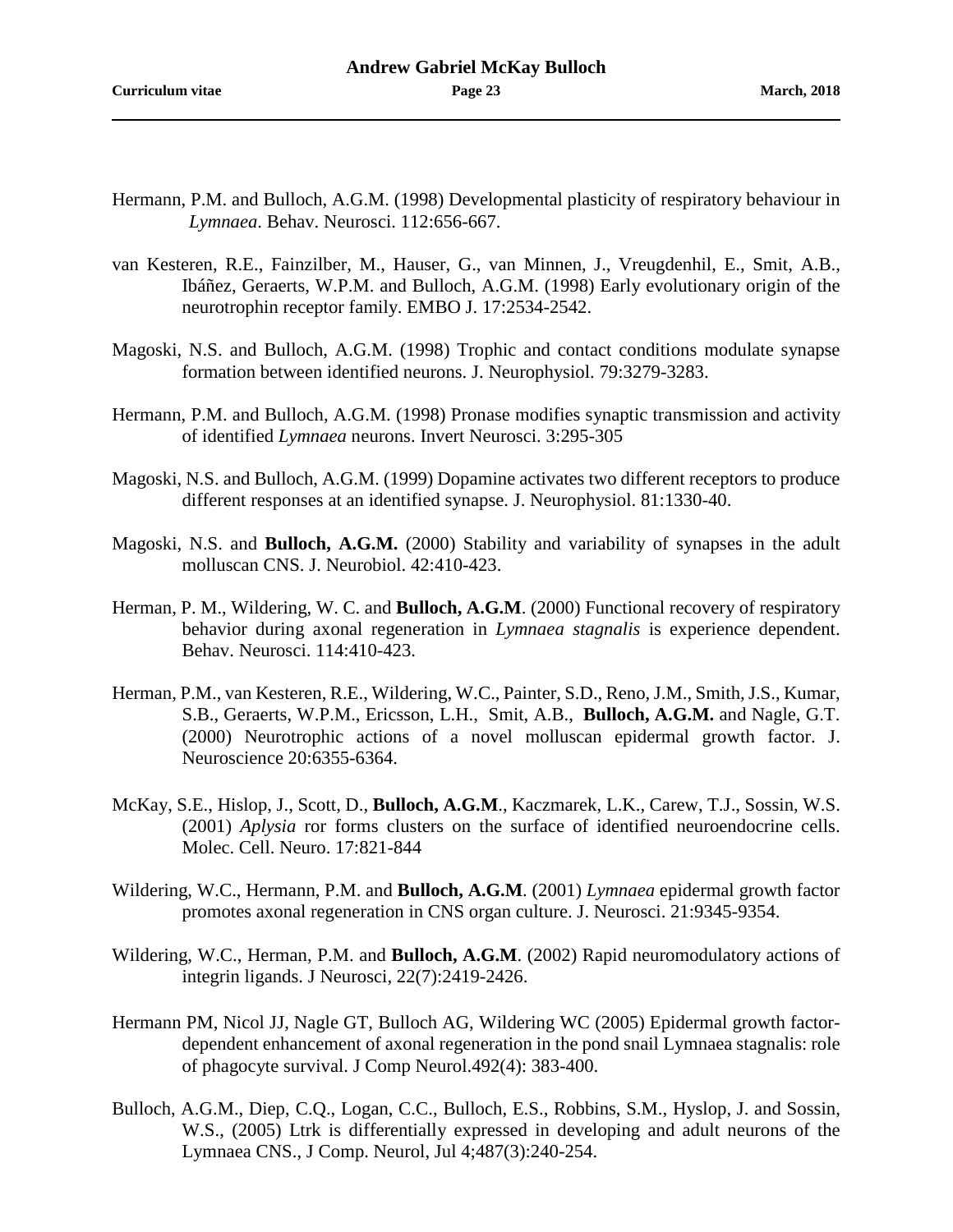Hermann, P.M. and Bulloch, A.G.M. (1998) Developmental plasticity of respiratory behaviour in *Lymnaea*. Behav. Neurosci. 112:656-667.

van Kesteren, R.E., Fainzilber, M., Hauser, G., van Minnen, J., Vreugdenhil, E., Smit, A.B., Ibáñez, Geraerts, W.P.M. and Bulloch, A.G.M. (1998) Early evolutionary origin of the neurotrophin receptor family. EMBO J. 17:2534-2542.

Magoski, N.S. and Bulloch, A.G.M. (1998) Trophic and contact conditions modulate synapse formation between identified neurons. J. Neurophysiol. 79:3279-3283.

Hermann, P.M. and Bulloch, A.G.M. (1998) Pronase modifies synaptic transmission and activity of identified *Lymnaea* neurons. Invert Neurosci. 3:295-305

Magoski, N.S. and Bulloch, A.G.M. (1999) Dopamine activates two different receptors to produce different responses at an identified synapse. J. Neurophysiol. 81:1330-40.

Magoski, N.S. and **Bulloch, A.G.M.** (2000) Stability and variability of synapses in the adult molluscan CNS. J. Neurobiol. 42:410-423.

Herman, P. M., Wildering, W. C. and **Bulloch, A.G.M**. (2000) Functional recovery of respiratory behavior during axonal regeneration in *Lymnaea stagnalis* is experience dependent. Behav. Neurosci. 114:410-423.

Herman, P.M., van Kesteren, R.E., Wildering, W.C., Painter, S.D., Reno, J.M., Smith, J.S., Kumar, S.B., Geraerts, W.P.M., Ericsson, L.H., Smit, A.B., **Bulloch, A.G.M.** and Nagle, G.T. (2000) Neurotrophic actions of a novel molluscan epidermal growth factor. J. Neuroscience 20:6355-6364.

McKay, S.E., Hislop, J., Scott, D., **Bulloch, A.G.M**., Kaczmarek, L.K., Carew, T.J., Sossin, W.S. (2001) *Aplysia* ror forms clusters on the surface of identified neuroendocrine cells. Molec. Cell. Neuro. 17:821-844

Wildering, W.C., Hermann, P.M. and **Bulloch, A.G.M**. (2001) *Lymnaea* epidermal growth factor promotes axonal regeneration in CNS organ culture. J. Neurosci. 21:9345-9354.

Wildering, W.C., Herman, P.M. and **Bulloch, A.G.M**. (2002) Rapid neuromodulatory actions of integrin ligands. J Neurosci, 22(7):2419-2426.

Hermann PM, Nicol JJ, Nagle GT, Bulloch AG, Wildering WC (2005) Epidermal growth factor-dependent enhancement of axonal regeneration in the pond snail Lymnaea stagnalis: role of phagocyte survival. J Comp Neurol.492(4): 383-400.

Bulloch, A.G.M., Diep, C.Q., Logan, C.C., Bulloch, E.S., Robbins, S.M., Hyslop, J. and Sossin, W.S., (2005) Ltrk is differentially expressed in developing and adult neurons of the Lymnaea CNS., J Comp. Neurol, Jul 4;487(3):240-254.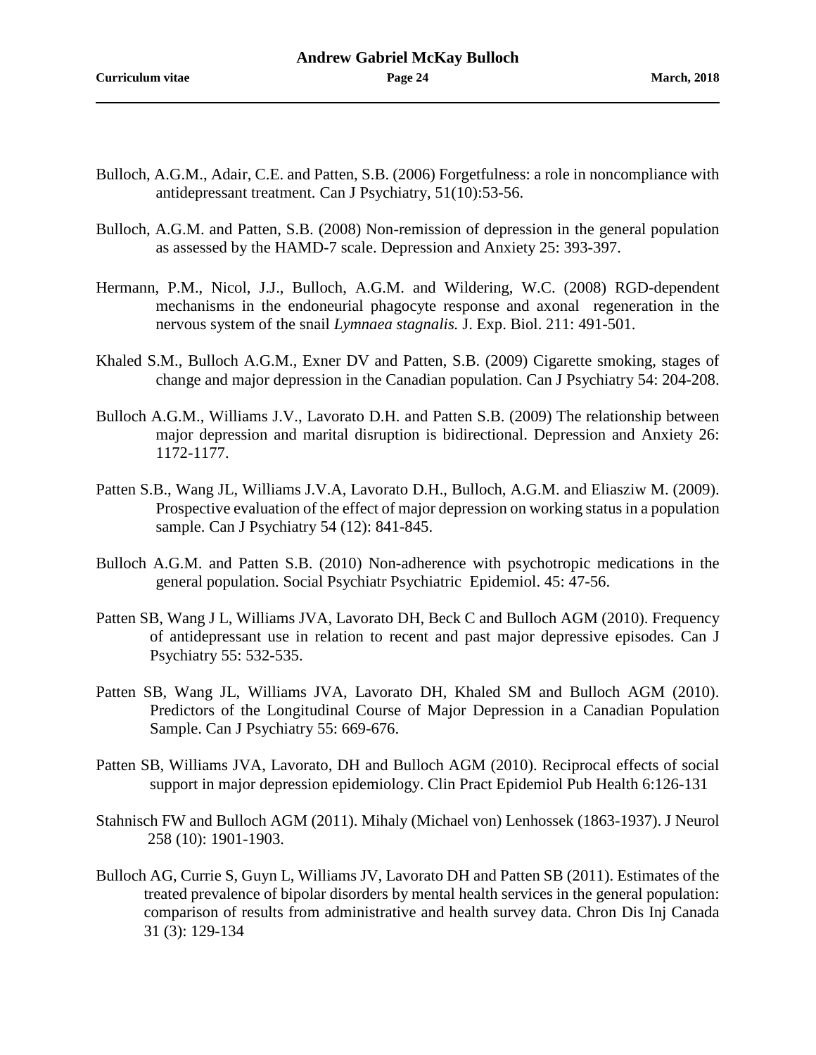Bulloch, A.G.M., Adair, C.E. and Patten, S.B. (2006) Forgetfulness: a role in noncompliance with antidepressant treatment. Can J Psychiatry, 51(10):53-56.

Bulloch, A.G.M. and Patten, S.B. (2008) Non-remission of depression in the general population as assessed by the HAMD-7 scale. Depression and Anxiety 25: 393-397.

Hermann, P.M., Nicol, J.J., Bulloch, A.G.M. and Wildering, W.C. (2008) RGD-dependent mechanisms in the endoneurial phagocyte response and axonal regeneration in the nervous system of the snail *Lymnaea stagnalis.* J. Exp. Biol. 211: 491-501.

Khaled S.M., Bulloch A.G.M., Exner DV and Patten, S.B. (2009) Cigarette smoking, stages of change and major depression in the Canadian population. Can J Psychiatry 54: 204-208.

Bulloch A.G.M., Williams J.V., Lavorato D.H. and Patten S.B. (2009) The relationship between major depression and marital disruption is bidirectional. Depression and Anxiety 26: 1172-1177.

Patten S.B., Wang JL, Williams J.V.A, Lavorato D.H., Bulloch, A.G.M. and Eliasziw M. (2009). Prospective evaluation of the effect of major depression on working status in a population sample. Can J Psychiatry 54 (12): 841-845.

Bulloch A.G.M. and Patten S.B. (2010) Non-adherence with psychotropic medications in the general population. Social Psychiatr Psychiatric Epidemiol. 45: 47-56.

Patten SB, Wang J L, Williams JVA, Lavorato DH, Beck C and Bulloch AGM (2010). Frequency of antidepressant use in relation to recent and past major depressive episodes. Can J Psychiatry 55: 532-535.

Patten SB, Wang JL, Williams JVA, Lavorato DH, Khaled SM and Bulloch AGM (2010). Predictors of the Longitudinal Course of Major Depression in a Canadian Population Sample. Can J Psychiatry 55: 669-676.

Patten SB, Williams JVA, Lavorato, DH and Bulloch AGM (2010). Reciprocal effects of social support in major depression epidemiology. Clin Pract Epidemiol Pub Health 6:126-131

Stahnisch FW and Bulloch AGM (2011). Mihaly (Michael von) Lenhossek (1863-1937). J Neurol 258 (10): 1901-1903.

Bulloch AG, Currie S, Guyn L, Williams JV, Lavorato DH and Patten SB (2011). Estimates of the treated prevalence of bipolar disorders by mental health services in the general population: comparison of results from administrative and health survey data. Chron Dis Inj Canada 31 (3): 129-134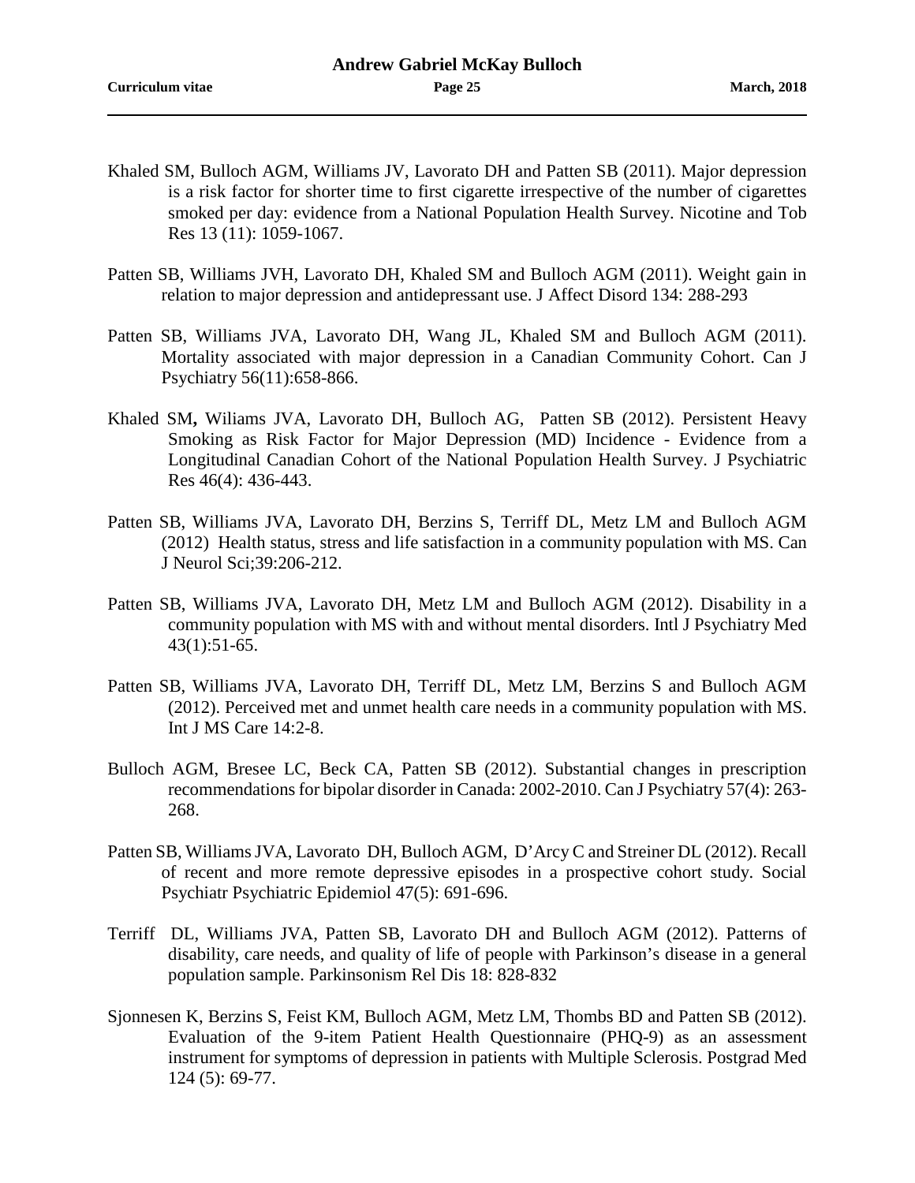Khaled SM, Bulloch AGM, Williams JV, Lavorato DH and Patten SB (2011). Major depression is a risk factor for shorter time to first cigarette irrespective of the number of cigarettes smoked per day: evidence from a National Population Health Survey. Nicotine and Tob Res 13 (11): 1059-1067.

Patten SB, Williams JVH, Lavorato DH, Khaled SM and Bulloch AGM (2011). Weight gain in relation to major depression and antidepressant use. J Affect Disord 134: 288-293

Patten SB, Williams JVA, Lavorato DH, Wang JL, Khaled SM and Bulloch AGM (2011). Mortality associated with major depression in a Canadian Community Cohort. Can J Psychiatry 56(11):658-866.

Khaled SM**,** Wiliams JVA, Lavorato DH, Bulloch AG, Patten SB (2012). Persistent Heavy Smoking as Risk Factor for Major Depression (MD) Incidence - Evidence from a Longitudinal Canadian Cohort of the National Population Health Survey. J Psychiatric Res 46(4): 436-443.

Patten SB, Williams JVA, Lavorato DH, Berzins S, Terriff DL, Metz LM and Bulloch AGM (2012) Health status, stress and life satisfaction in a community population with MS. Can J Neurol Sci;39:206-212.

Patten SB, Williams JVA, Lavorato DH, Metz LM and Bulloch AGM (2012). Disability in a community population with MS with and without mental disorders. Intl J Psychiatry Med 43(1):51-65.

Patten SB, Williams JVA, Lavorato DH, Terriff DL, Metz LM, Berzins S and Bulloch AGM (2012). Perceived met and unmet health care needs in a community population with MS. Int J MS Care 14:2-8.

Bulloch AGM, Bresee LC, Beck CA, Patten SB (2012). Substantial changes in prescription recommendations for bipolar disorder in Canada: 2002-2010. Can J Psychiatry 57(4): 263-268.

Patten SB, Williams JVA, Lavorato DH, Bulloch AGM, D'Arcy C and Streiner DL (2012). Recall of recent and more remote depressive episodes in a prospective cohort study. Social Psychiatr Psychiatric Epidemiol 47(5): 691-696.

Terriff DL, Williams JVA, Patten SB, Lavorato DH and Bulloch AGM (2012). Patterns of disability, care needs, and quality of life of people with Parkinson's disease in a general population sample. Parkinsonism Rel Dis 18: 828-832

Sjonnesen K, Berzins S, Feist KM, Bulloch AGM, Metz LM, Thombs BD and Patten SB (2012). Evaluation of the 9-item Patient Health Questionnaire (PHQ-9) as an assessment instrument for symptoms of depression in patients with Multiple Sclerosis. Postgrad Med 124 (5): 69-77.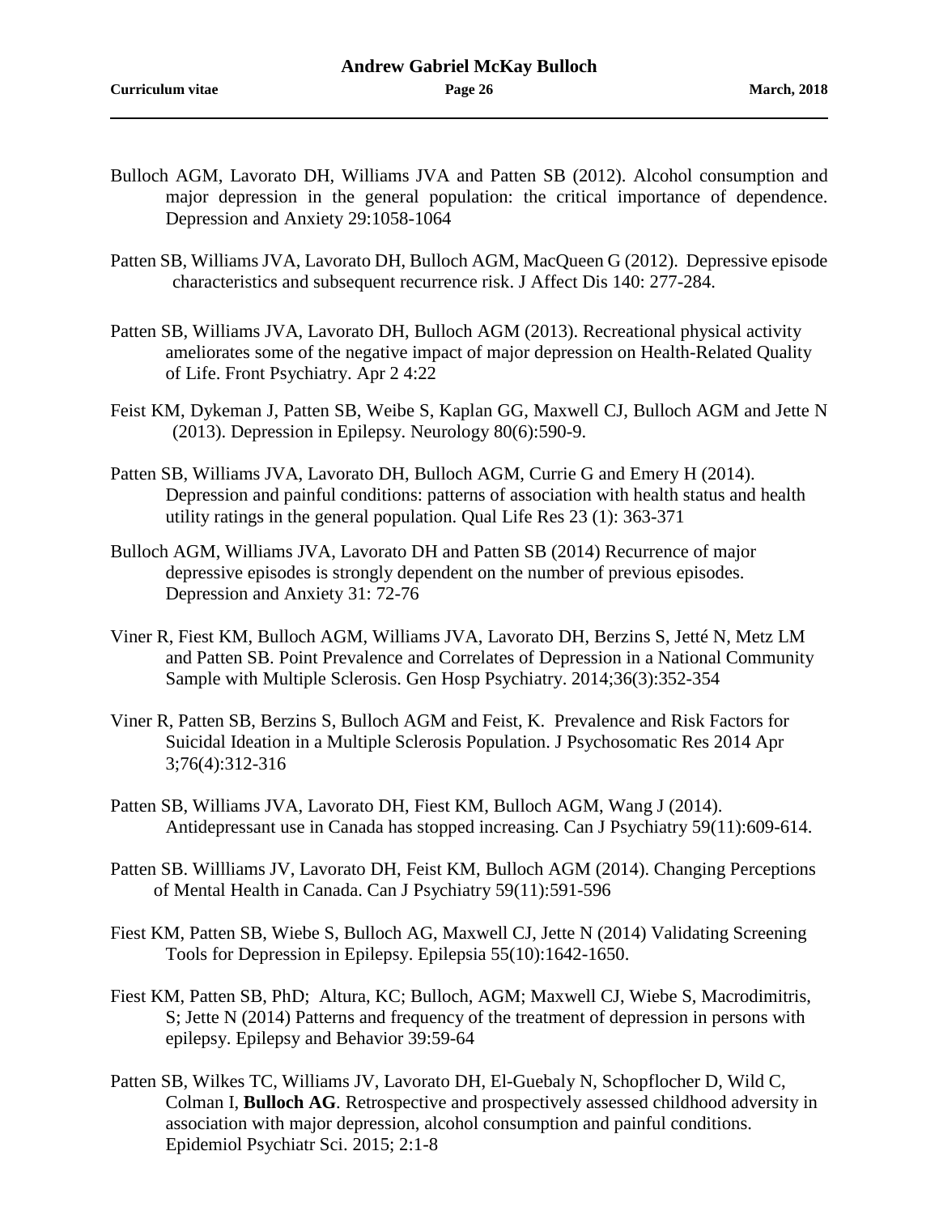Bulloch AGM, Lavorato DH, Williams JVA and Patten SB (2012). Alcohol consumption and major depression in the general population: the critical importance of dependence. Depression and Anxiety 29:1058-1064

Patten SB, Williams JVA, Lavorato DH, Bulloch AGM, MacQueen G (2012). Depressive episode characteristics and subsequent recurrence risk. J Affect Dis 140: 277-284.

Patten SB, Williams JVA, Lavorato DH, Bulloch AGM (2013). Recreational physical activity ameliorates some of the negative impact of major depression on Health-Related Quality of Life. Front Psychiatry. Apr 2 4:22

Feist KM, Dykeman J, Patten SB, Weibe S, Kaplan GG, Maxwell CJ, Bulloch AGM and Jette N (2013). Depression in Epilepsy. Neurology 80(6):590-9.

Patten SB, Williams JVA, Lavorato DH, Bulloch AGM, Currie G and Emery H (2014). Depression and painful conditions: patterns of association with health status and health utility ratings in the general population. Qual Life Res 23 (1): 363-371

Bulloch AGM, Williams JVA, Lavorato DH and Patten SB (2014) Recurrence of major depressive episodes is strongly dependent on the number of previous episodes. Depression and Anxiety 31: 72-76

Viner R, Fiest KM, Bulloch AGM, Williams JVA, Lavorato DH, Berzins S, Jetté N, Metz LM and Patten SB. Point Prevalence and Correlates of Depression in a National Community Sample with Multiple Sclerosis. Gen Hosp Psychiatry. 2014;36(3):352-354

Viner R, Patten SB, Berzins S, Bulloch AGM and Feist, K. Prevalence and Risk Factors for Suicidal Ideation in a Multiple Sclerosis Population. J Psychosomatic Res 2014 Apr 3;76(4):312-316

Patten SB, Williams JVA, Lavorato DH, Fiest KM, Bulloch AGM, Wang J (2014). Antidepressant use in Canada has stopped increasing. Can J Psychiatry 59(11):609-614.

Patten SB. Willliams JV, Lavorato DH, Feist KM, Bulloch AGM (2014). Changing Perceptions of Mental Health in Canada. Can J Psychiatry 59(11):591-596

Fiest KM, Patten SB, Wiebe S, Bulloch AG, Maxwell CJ, Jette N (2014) Validating Screening Tools for Depression in Epilepsy. Epilepsia 55(10):1642-1650.

Fiest KM, Patten SB, PhD; Altura, KC; Bulloch, AGM; Maxwell CJ, Wiebe S, Macrodimitris, S; Jette N (2014) Patterns and frequency of the treatment of depression in persons with epilepsy. Epilepsy and Behavior 39:59-64

Patten SB, Wilkes TC, Williams JV, Lavorato DH, El-Guebaly N, Schopflocher D, Wild C, Colman I, **Bulloch AG**. Retrospective and prospectively assessed childhood adversity in association with major depression, alcohol consumption and painful conditions. Epidemiol Psychiatr Sci. 2015; 2:1-8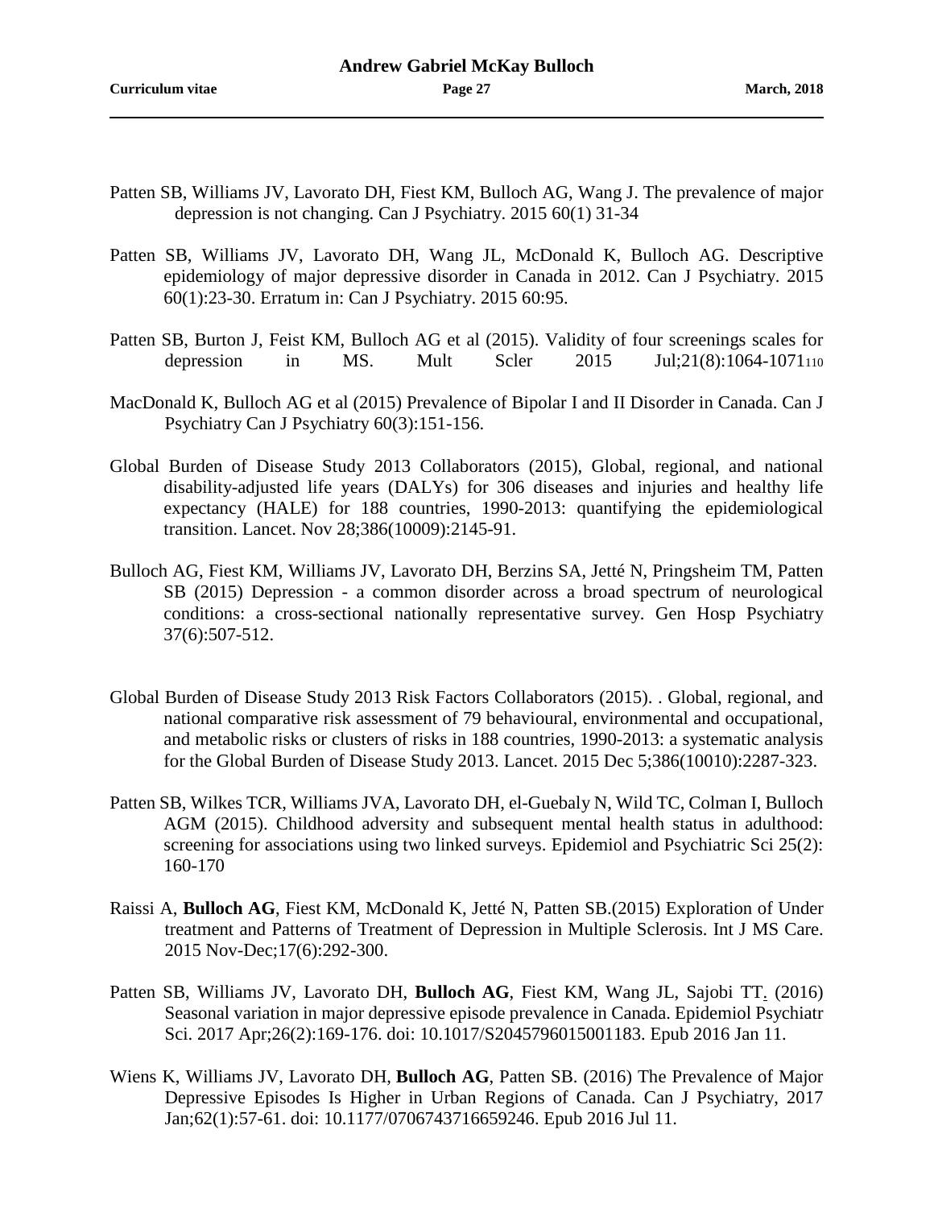Patten SB, Williams JV, Lavorato DH, Fiest KM, Bulloch AG, Wang J. The prevalence of major depression is not changing. Can J Psychiatry. 2015 60(1) 31-34

Patten SB, Williams JV, Lavorato DH, Wang JL, McDonald K, Bulloch AG. Descriptive epidemiology of major depressive disorder in Canada in 2012. Can J Psychiatry. 2015 60(1):23-30. Erratum in: Can J Psychiatry. 2015 60:95.

Patten SB, Burton J, Feist KM, Bulloch AG et al (2015). Validity of four screenings scales for depression in MS. Mult Scler 2015 Jul;21(8):1064-1071110

MacDonald K, Bulloch AG et al (2015) Prevalence of Bipolar I and II Disorder in Canada. Can J Psychiatry Can J Psychiatry 60(3):151-156.

Global Burden of Disease Study 2013 Collaborators (2015), Global, regional, and national disability-adjusted life years (DALYs) for 306 diseases and injuries and healthy life expectancy (HALE) for 188 countries, 1990-2013: quantifying the epidemiological transition. Lancet. Nov 28;386(10009):2145-91.

Bulloch AG, Fiest KM, Williams JV, Lavorato DH, Berzins SA, Jetté N, Pringsheim TM, Patten SB (2015) Depression - a common disorder across a broad spectrum of neurological conditions: a cross-sectional nationally representative survey. Gen Hosp Psychiatry 37(6):507-512.

Global Burden of Disease Study 2013 Risk Factors Collaborators (2015). . Global, regional, and national comparative risk assessment of 79 behavioural, environmental and occupational, and metabolic risks or clusters of risks in 188 countries, 1990-2013: a systematic analysis for the Global Burden of Disease Study 2013. Lancet. 2015 Dec 5;386(10010):2287-323.

Patten SB, Wilkes TCR, Williams JVA, Lavorato DH, el-Guebaly N, Wild TC, Colman I, Bulloch AGM (2015). Childhood adversity and subsequent mental health status in adulthood: screening for associations using two linked surveys. Epidemiol and Psychiatric Sci 25(2): 160-170

Raissi A, **Bulloch AG**, Fiest KM, McDonald K, Jetté N, Patten SB.(2015) Exploration of Under treatment and Patterns of Treatment of Depression in Multiple Sclerosis. Int J MS Care. 2015 Nov-Dec;17(6):292-300.

Patten SB, Williams JV, Lavorato DH, **Bulloch AG**, Fiest KM, Wang JL, Sajobi TT. (2016) Seasonal variation in major depressive episode prevalence in Canada. Epidemiol Psychiatr Sci. 2017 Apr;26(2):169-176. doi: 10.1017/S2045796015001183. Epub 2016 Jan 11.

Wiens K, Williams JV, Lavorato DH, **Bulloch AG**, Patten SB. (2016) The Prevalence of Major Depressive Episodes Is Higher in Urban Regions of Canada. Can J Psychiatry, 2017 Jan;62(1):57-61. doi: 10.1177/0706743716659246. Epub 2016 Jul 11.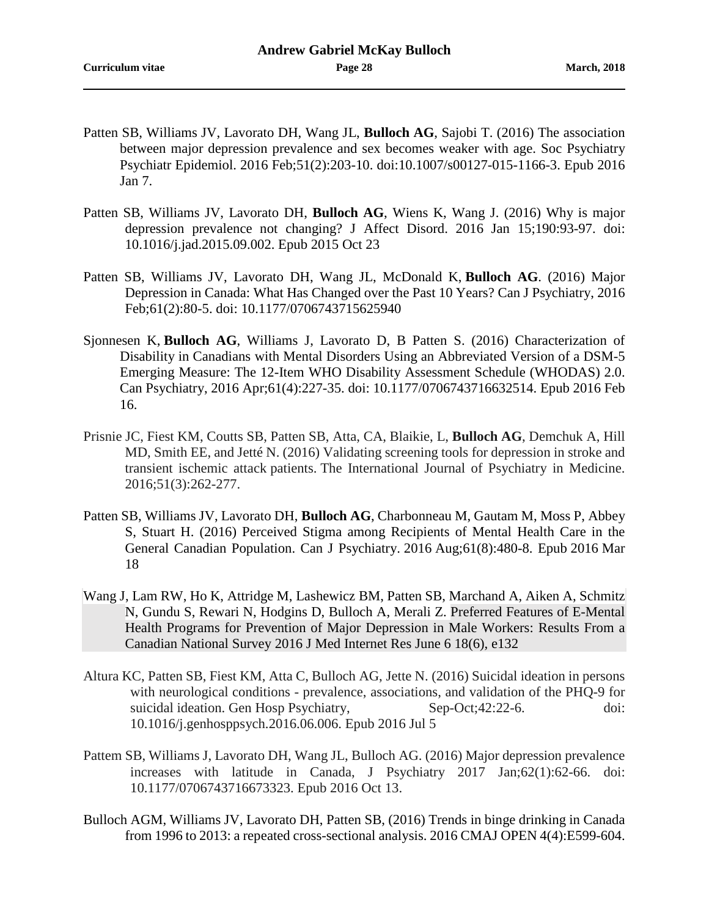Patten SB, Williams JV, Lavorato DH, Wang JL, **Bulloch AG**, Sajobi T. (2016) The association between major depression prevalence and sex becomes weaker with age. Soc Psychiatry Psychiatr Epidemiol. 2016 Feb;51(2):203-10. doi:10.1007/s00127-015-1166-3. Epub 2016 Jan 7.

Patten SB, Williams JV, Lavorato DH, **Bulloch AG**, Wiens K, Wang J. (2016) Why is major depression prevalence not changing? J Affect Disord. 2016 Jan 15;190:93-97. doi: 10.1016/j.jad.2015.09.002. Epub 2015 Oct 23

Patten SB, Williams JV, Lavorato DH, Wang JL, McDonald K, **Bulloch AG**. (2016) Major Depression in Canada: What Has Changed over the Past 10 Years? Can J Psychiatry, 2016 Feb;61(2):80-5. doi: 10.1177/0706743715625940

Sjonnesen K, **Bulloch AG**, Williams J, Lavorato D, B Patten S. (2016) Characterization of Disability in Canadians with Mental Disorders Using an Abbreviated Version of a DSM-5 Emerging Measure: The 12-Item WHO Disability Assessment Schedule (WHODAS) 2.0. Can Psychiatry, 2016 Apr;61(4):227-35. doi: 10.1177/0706743716632514. Epub 2016 Feb 16.

Prisnie JC, Fiest KM, Coutts SB, Patten SB, Atta, CA, Blaikie, L, **Bulloch AG**, Demchuk A, Hill MD, Smith EE, and Jetté N. (2016) Validating screening tools for depression in stroke and transient ischemic attack patients. The International Journal of Psychiatry in Medicine. 2016;51(3):262-277.

Patten SB, Williams JV, Lavorato DH, **Bulloch AG**, Charbonneau M, Gautam M, Moss P, Abbey S, Stuart H. (2016) Perceived Stigma among Recipients of Mental Health Care in the General Canadian Population. Can J Psychiatry. 2016 Aug;61(8):480-8. Epub 2016 Mar 18

Wang J, Lam RW, Ho K, Attridge M, Lashewicz BM, Patten SB, Marchand A, Aiken A, Schmitz N, Gundu S, Rewari N, Hodgins D, Bulloch A, Merali Z. Preferred Features of E-Mental Health Programs for Prevention of Major Depression in Male Workers: Results From a Canadian National Survey 2016 J Med Internet Res June 6 18(6), e132

Altura KC, Patten SB, Fiest KM, Atta C, Bulloch AG, Jette N. (2016) Suicidal ideation in persons with neurological conditions - prevalence, associations, and validation of the PHQ-9 for suicidal ideation. Gen Hosp Psychiatry, Sep-Oct;42:22-6. doi: 10.1016/j.genhosppsych.2016.06.006. Epub 2016 Jul 5

Pattem SB, Williams J, Lavorato DH, Wang JL, Bulloch AG. (2016) Major depression prevalence increases with latitude in Canada, J Psychiatry 2017 Jan;62(1):62-66. doi: 10.1177/0706743716673323. Epub 2016 Oct 13.

Bulloch AGM, Williams JV, Lavorato DH, Patten SB, (2016) Trends in binge drinking in Canada from 1996 to 2013: a repeated cross-sectional analysis. 2016 CMAJ OPEN 4(4):E599-604.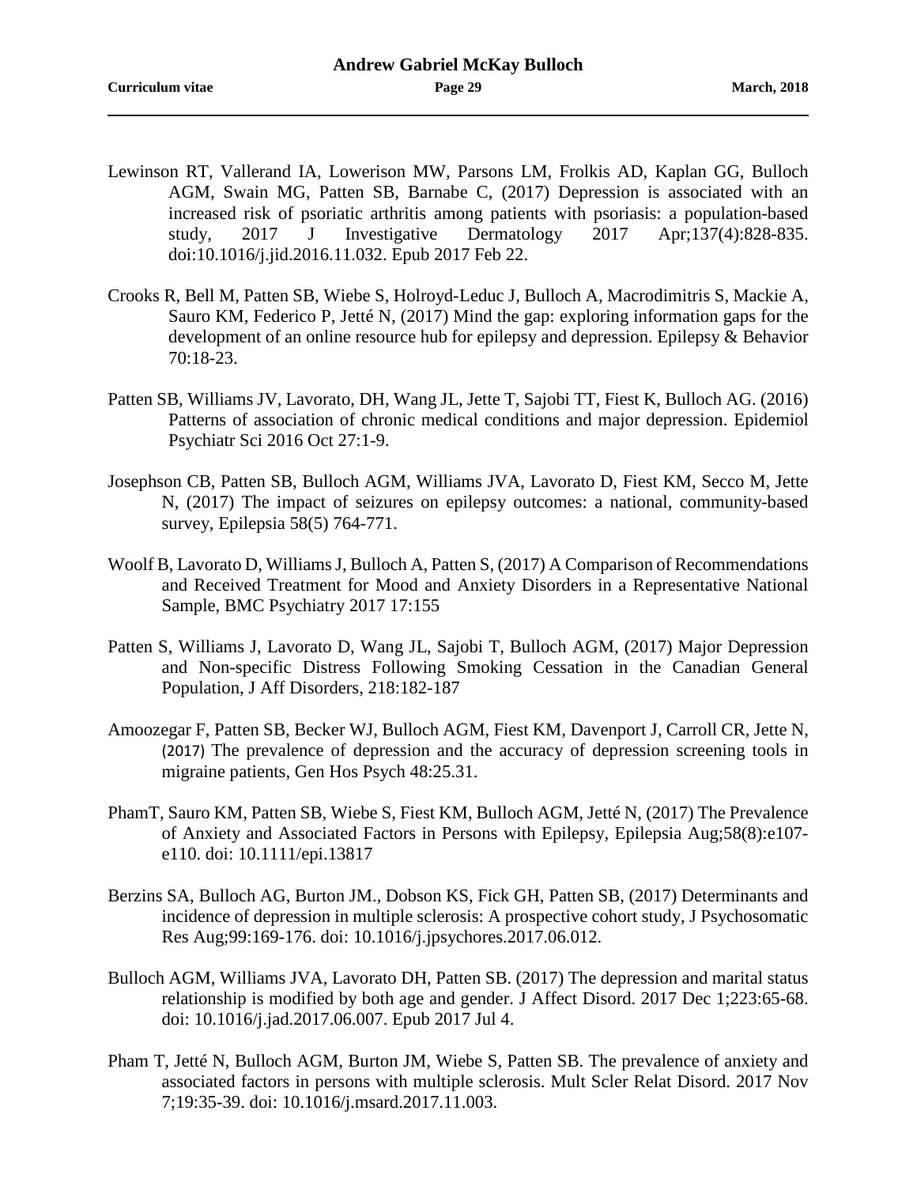Lewinson RT, Vallerand IA, Lowerison MW, Parsons LM, Frolkis AD, Kaplan GG, Bulloch AGM, Swain MG, Patten SB, Barnabe C, (2017) Depression is associated with an increased risk of psoriatic arthritis among patients with psoriasis: a population-based study, 2017 J Investigative Dermatology 2017 Apr;137(4):828-835. doi:10.1016/j.jid.2016.11.032. Epub 2017 Feb 22.

Crooks R, Bell M, Patten SB, Wiebe S, Holroyd-Leduc J, Bulloch A, Macrodimitris S, Mackie A, Sauro KM, Federico P, Jetté N, (2017) Mind the gap: exploring information gaps for the development of an online resource hub for epilepsy and depression. Epilepsy & Behavior 70:18-23.

Patten SB, Williams JV, Lavorato, DH, Wang JL, Jette T, Sajobi TT, Fiest K, Bulloch AG. (2016) Patterns of association of chronic medical conditions and major depression. Epidemiol Psychiatr Sci 2016 Oct 27:1-9.

Josephson CB, Patten SB, Bulloch AGM, Williams JVA, Lavorato D, Fiest KM, Secco M, Jette N, (2017) The impact of seizures on epilepsy outcomes: a national, community-based survey, Epilepsia 58(5) 764-771.

Woolf B, Lavorato D, Williams J, Bulloch A, Patten S, (2017) A Comparison of Recommendations and Received Treatment for Mood and Anxiety Disorders in a Representative National Sample, BMC Psychiatry 2017 17:155

Patten S, Williams J, Lavorato D, Wang JL, Sajobi T, Bulloch AGM, (2017) Major Depression and Non-specific Distress Following Smoking Cessation in the Canadian General Population, J Aff Disorders, 218:182-187

Amoozegar F, Patten SB, Becker WJ, Bulloch AGM, Fiest KM, Davenport J, Carroll CR, Jette N, (2017) The prevalence of depression and the accuracy of depression screening tools in migraine patients, Gen Hos Psych 48:25.31.

PhamT, Sauro KM, Patten SB, Wiebe S, Fiest KM, Bulloch AGM, Jetté N, (2017) The Prevalence of Anxiety and Associated Factors in Persons with Epilepsy, Epilepsia Aug;58(8):e107-e110. doi: 10.1111/epi.13817

Berzins SA, Bulloch AG, Burton JM., Dobson KS, Fick GH, Patten SB, (2017) Determinants and incidence of depression in multiple sclerosis: A prospective cohort study, J Psychosomatic Res Aug;99:169-176. doi: 10.1016/j.jpsychores.2017.06.012.

Bulloch AGM, Williams JVA, Lavorato DH, Patten SB. (2017) The depression and marital status relationship is modified by both age and gender. J Affect Disord. 2017 Dec 1;223:65-68. doi: 10.1016/j.jad.2017.06.007. Epub 2017 Jul 4.

Pham T, Jetté N, Bulloch AGM, Burton JM, Wiebe S, Patten SB. The prevalence of anxiety and associated factors in persons with multiple sclerosis. Mult Scler Relat Disord. 2017 Nov 7;19:35-39. doi: 10.1016/j.msard.2017.11.003.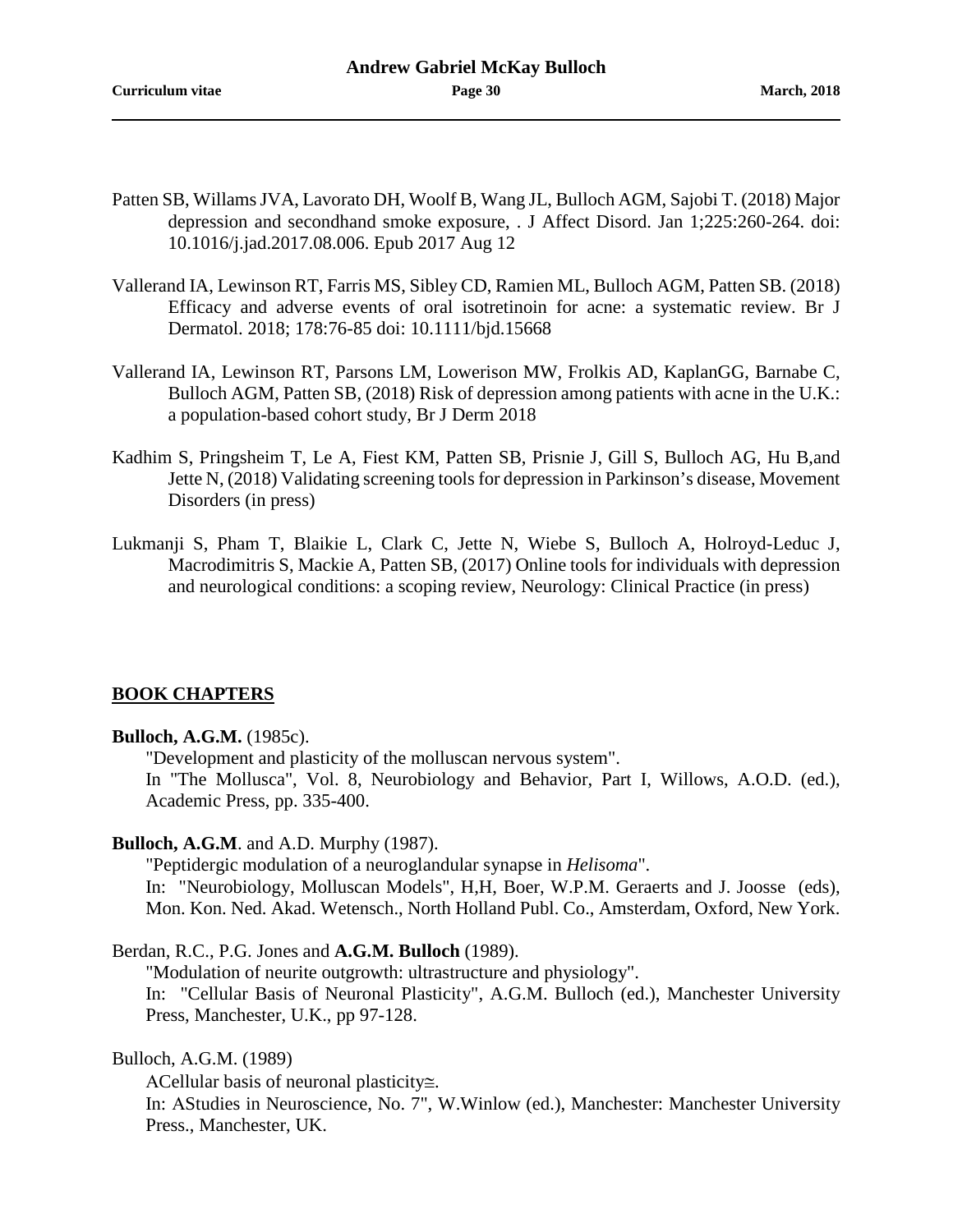Patten SB, Willams JVA, Lavorato DH, Woolf B, Wang JL, Bulloch AGM, Sajobi T. (2018) Major depression and secondhand smoke exposure, . J Affect Disord. Jan 1;225:260-264. doi: 10.1016/j.jad.2017.08.006. Epub 2017 Aug 12

Vallerand IA, Lewinson RT, Farris MS, Sibley CD, Ramien ML, Bulloch AGM, Patten SB. (2018) Efficacy and adverse events of oral isotretinoin for acne: a systematic review. Br J Dermatol. 2018; 178:76-85 doi: 10.1111/bjd.15668

Vallerand IA, Lewinson RT, Parsons LM, Lowerison MW, Frolkis AD, KaplanGG, Barnabe C, Bulloch AGM, Patten SB, (2018) Risk of depression among patients with acne in the U.K.: a population-based cohort study, Br J Derm 2018

Kadhim S, Pringsheim T, Le A, Fiest KM, Patten SB, Prisnie J, Gill S, Bulloch AG, Hu B,and Jette N, (2018) Validating screening tools for depression in Parkinson's disease, Movement Disorders (in press)

Lukmanji S, Pham T, Blaikie L, Clark C, Jette N, Wiebe S, Bulloch A, Holroyd-Leduc J, Macrodimitris S, Mackie A, Patten SB, (2017) Online tools for individuals with depression and neurological conditions: a scoping review, Neurology: Clinical Practice (in press)

## BOOK CHAPTERS

**Bulloch, A.G.M.** (1985c).
"Development and plasticity of the molluscan nervous system".
In "The Mollusca", Vol. 8, Neurobiology and Behavior, Part I, Willows, A.O.D. (ed.), Academic Press, pp. 335-400.

**Bulloch, A.G.M**. and A.D. Murphy (1987).
"Peptidergic modulation of a neuroglandular synapse in *Helisoma*".
In: "Neurobiology, Molluscan Models", H,H, Boer, W.P.M. Geraerts and J. Joosse (eds), Mon. Kon. Ned. Akad. Wetensch., North Holland Publ. Co., Amsterdam, Oxford, New York.

Berdan, R.C., P.G. Jones and **A.G.M. Bulloch** (1989).
"Modulation of neurite outgrowth: ultrastructure and physiology".
In: "Cellular Basis of Neuronal Plasticity", A.G.M. Bulloch (ed.), Manchester University Press, Manchester, U.K., pp 97-128.

Bulloch, A.G.M. (1989)
ACellular basis of neuronal plasticity≅.
In: AStudies in Neuroscience, No. 7", W.Winlow (ed.), Manchester: Manchester University Press., Manchester, UK.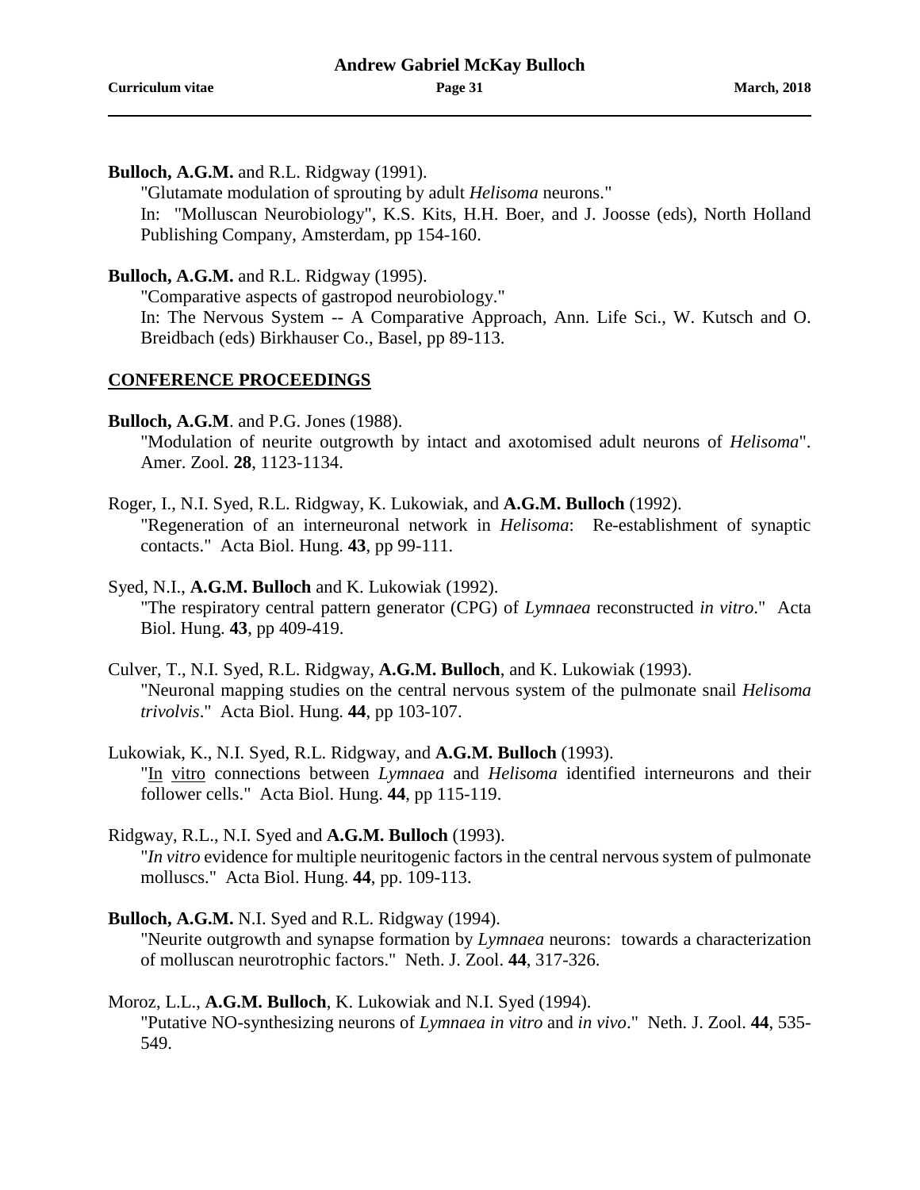**Bulloch, A.G.M.** and R.L. Ridgway (1991).
"Glutamate modulation of sprouting by adult *Helisoma* neurons."
In: "Molluscan Neurobiology", K.S. Kits, H.H. Boer, and J. Joosse (eds), North Holland Publishing Company, Amsterdam, pp 154-160.

**Bulloch, A.G.M.** and R.L. Ridgway (1995).
"Comparative aspects of gastropod neurobiology."
In: The Nervous System -- A Comparative Approach, Ann. Life Sci., W. Kutsch and O. Breidbach (eds) Birkhauser Co., Basel, pp 89-113.

## CONFERENCE PROCEEDINGS

**Bulloch, A.G.M**. and P.G. Jones (1988).
"Modulation of neurite outgrowth by intact and axotomised adult neurons of *Helisoma*". Amer. Zool. **28**, 1123-1134.

Roger, I., N.I. Syed, R.L. Ridgway, K. Lukowiak, and **A.G.M. Bulloch** (1992).
"Regeneration of an interneuronal network in *Helisoma*: Re-establishment of synaptic contacts." Acta Biol. Hung. **43**, pp 99-111.

Syed, N.I., **A.G.M. Bulloch** and K. Lukowiak (1992).
"The respiratory central pattern generator (CPG) of *Lymnaea* reconstructed *in vitro*." Acta Biol. Hung. **43**, pp 409-419.

Culver, T., N.I. Syed, R.L. Ridgway, **A.G.M. Bulloch**, and K. Lukowiak (1993).
"Neuronal mapping studies on the central nervous system of the pulmonate snail *Helisoma trivolvis*." Acta Biol. Hung. **44**, pp 103-107.

Lukowiak, K., N.I. Syed, R.L. Ridgway, and **A.G.M. Bulloch** (1993).
"In vitro connections between *Lymnaea* and *Helisoma* identified interneurons and their follower cells." Acta Biol. Hung. **44**, pp 115-119.

Ridgway, R.L., N.I. Syed and **A.G.M. Bulloch** (1993).
"*In vitro* evidence for multiple neuritogenic factors in the central nervous system of pulmonate molluscs." Acta Biol. Hung. **44**, pp. 109-113.

**Bulloch, A.G.M.** N.I. Syed and R.L. Ridgway (1994).
"Neurite outgrowth and synapse formation by *Lymnaea* neurons: towards a characterization of molluscan neurotrophic factors." Neth. J. Zool. **44**, 317-326.

Moroz, L.L., **A.G.M. Bulloch**, K. Lukowiak and N.I. Syed (1994).
"Putative NO-synthesizing neurons of *Lymnaea in vitro* and *in vivo*." Neth. J. Zool. **44**, 535-549.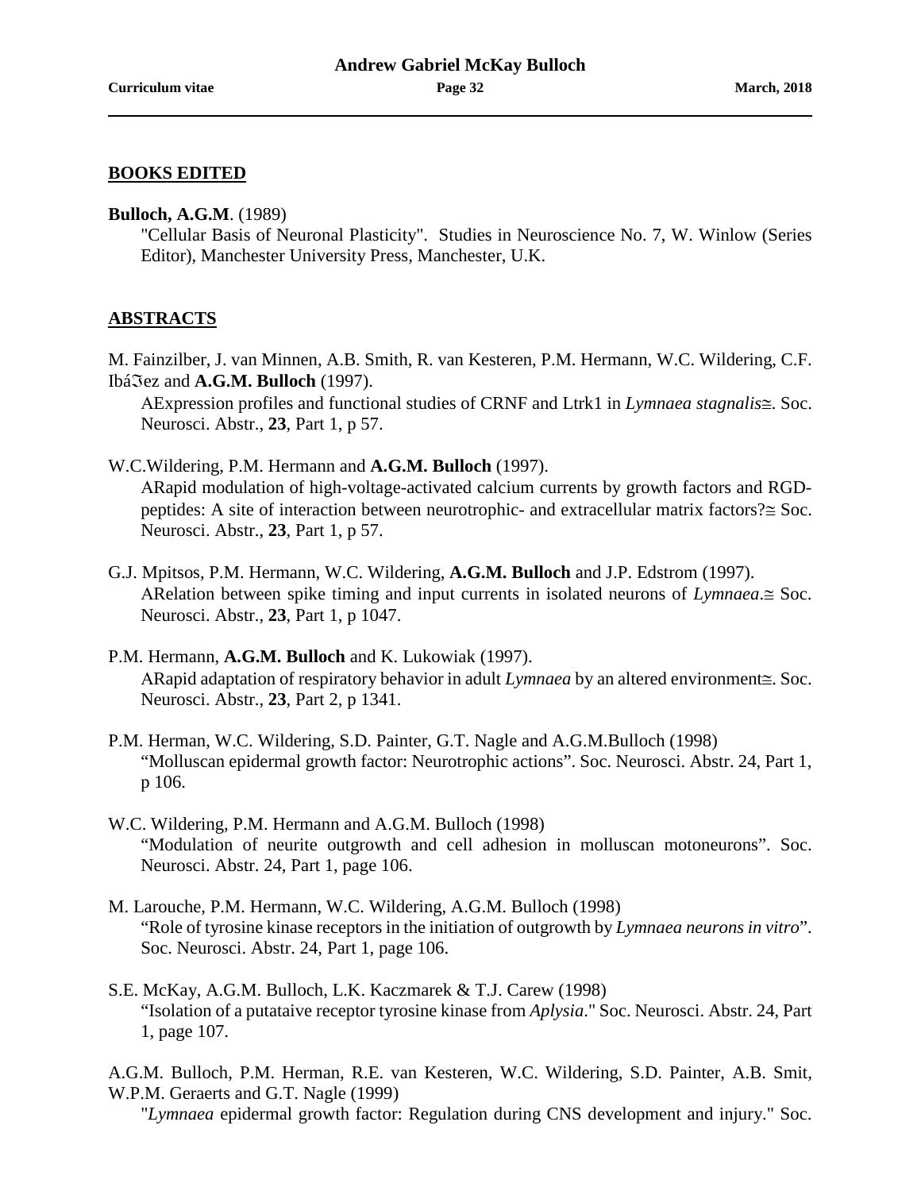## BOOKS EDITED

**Bulloch, A.G.M**. (1989)
"Cellular Basis of Neuronal Plasticity". Studies in Neuroscience No. 7, W. Winlow (Series Editor), Manchester University Press, Manchester, U.K.

## ABSTRACTS

M. Fainzilber, J. van Minnen, A.B. Smith, R. van Kesteren, P.M. Hermann, W.C. Wildering, C.F. IbáℑIez and **A.G.M. Bulloch** (1997).
AExpression profiles and functional studies of CRNF and Ltrk1 in *Lymnaea stagnalis*≅. Soc. Neurosci. Abstr., **23**, Part 1, p 57.

W.C.Wildering, P.M. Hermann and **A.G.M. Bulloch** (1997).
ARapid modulation of high-voltage-activated calcium currents by growth factors and RGD-peptides: A site of interaction between neurotrophic- and extracellular matrix factors?≅ Soc. Neurosci. Abstr., **23**, Part 1, p 57.

G.J. Mpitsos, P.M. Hermann, W.C. Wildering, **A.G.M. Bulloch** and J.P. Edstrom (1997).
ARelation between spike timing and input currents in isolated neurons of *Lymnaea*.≅ Soc. Neurosci. Abstr., **23**, Part 1, p 1047.

P.M. Hermann, **A.G.M. Bulloch** and K. Lukowiak (1997).
ARapid adaptation of respiratory behavior in adult *Lymnaea* by an altered environment≅. Soc. Neurosci. Abstr., **23**, Part 2, p 1341.

P.M. Herman, W.C. Wildering, S.D. Painter, G.T. Nagle and A.G.M.Bulloch (1998)
"Molluscan epidermal growth factor: Neurotrophic actions". Soc. Neurosci. Abstr. 24, Part 1, p 106.

W.C. Wildering, P.M. Hermann and A.G.M. Bulloch (1998)
"Modulation of neurite outgrowth and cell adhesion in molluscan motoneurons". Soc. Neurosci. Abstr. 24, Part 1, page 106.

M. Larouche, P.M. Hermann, W.C. Wildering, A.G.M. Bulloch (1998)
"Role of tyrosine kinase receptors in the initiation of outgrowth by *Lymnaea neurons in vitro*". Soc. Neurosci. Abstr. 24, Part 1, page 106.

S.E. McKay, A.G.M. Bulloch, L.K. Kaczmarek & T.J. Carew (1998)
"Isolation of a putataive receptor tyrosine kinase from *Aplysia*." Soc. Neurosci. Abstr. 24, Part 1, page 107.

A.G.M. Bulloch, P.M. Herman, R.E. van Kesteren, W.C. Wildering, S.D. Painter, A.B. Smit, W.P.M. Geraerts and G.T. Nagle (1999)
"*Lymnaea* epidermal growth factor: Regulation during CNS development and injury." Soc.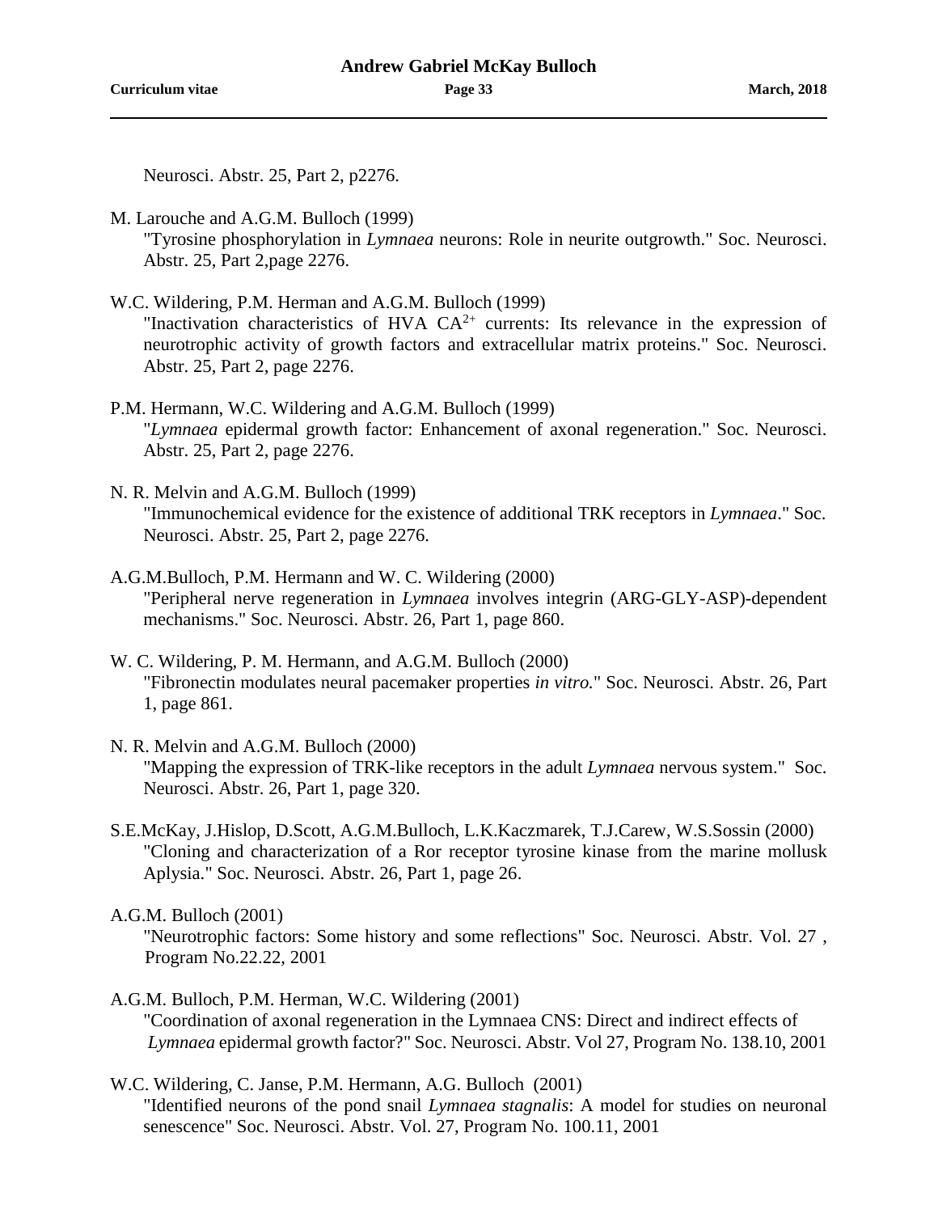Neurosci. Abstr. 25, Part 2, p2276.

M. Larouche and A.G.M. Bulloch (1999)
"Tyrosine phosphorylation in *Lymnaea* neurons: Role in neurite outgrowth." Soc. Neurosci. Abstr. 25, Part 2,page 2276.

W.C. Wildering, P.M. Herman and A.G.M. Bulloch (1999)
"Inactivation characteristics of HVA $CA^{2+}$ currents: Its relevance in the expression of neurotrophic activity of growth factors and extracellular matrix proteins." Soc. Neurosci. Abstr. 25, Part 2, page 2276.

P.M. Hermann, W.C. Wildering and A.G.M. Bulloch (1999)
"*Lymnaea* epidermal growth factor: Enhancement of axonal regeneration." Soc. Neurosci. Abstr. 25, Part 2, page 2276.

N. R. Melvin and A.G.M. Bulloch (1999)
"Immunochemical evidence for the existence of additional TRK receptors in *Lymnaea*." Soc. Neurosci. Abstr. 25, Part 2, page 2276.

A.G.M.Bulloch, P.M. Hermann and W. C. Wildering (2000)
"Peripheral nerve regeneration in *Lymnaea* involves integrin (ARG-GLY-ASP)-dependent mechanisms." Soc. Neurosci. Abstr. 26, Part 1, page 860.

W. C. Wildering, P. M. Hermann, and A.G.M. Bulloch (2000)
"Fibronectin modulates neural pacemaker properties *in vitro.*" Soc. Neurosci. Abstr. 26, Part 1, page 861.

N. R. Melvin and A.G.M. Bulloch (2000)
"Mapping the expression of TRK-like receptors in the adult *Lymnaea* nervous system." Soc. Neurosci. Abstr. 26, Part 1, page 320.

S.E.McKay, J.Hislop, D.Scott, A.G.M.Bulloch, L.K.Kaczmarek, T.J.Carew, W.S.Sossin (2000)
"Cloning and characterization of a Ror receptor tyrosine kinase from the marine mollusk Aplysia." Soc. Neurosci. Abstr. 26, Part 1, page 26.

A.G.M. Bulloch (2001)
"Neurotrophic factors: Some history and some reflections" Soc. Neurosci. Abstr. Vol. 27 , Program No.22.22, 2001

A.G.M. Bulloch, P.M. Herman, W.C. Wildering (2001)
"Coordination of axonal regeneration in the Lymnaea CNS: Direct and indirect effects of *Lymnaea* epidermal growth factor?" Soc. Neurosci. Abstr. Vol 27, Program No. 138.10, 2001

W.C. Wildering, C. Janse, P.M. Hermann, A.G. Bulloch (2001)
"Identified neurons of the pond snail *Lymnaea stagnalis*: A model for studies on neuronal senescence" Soc. Neurosci. Abstr. Vol. 27, Program No. 100.11, 2001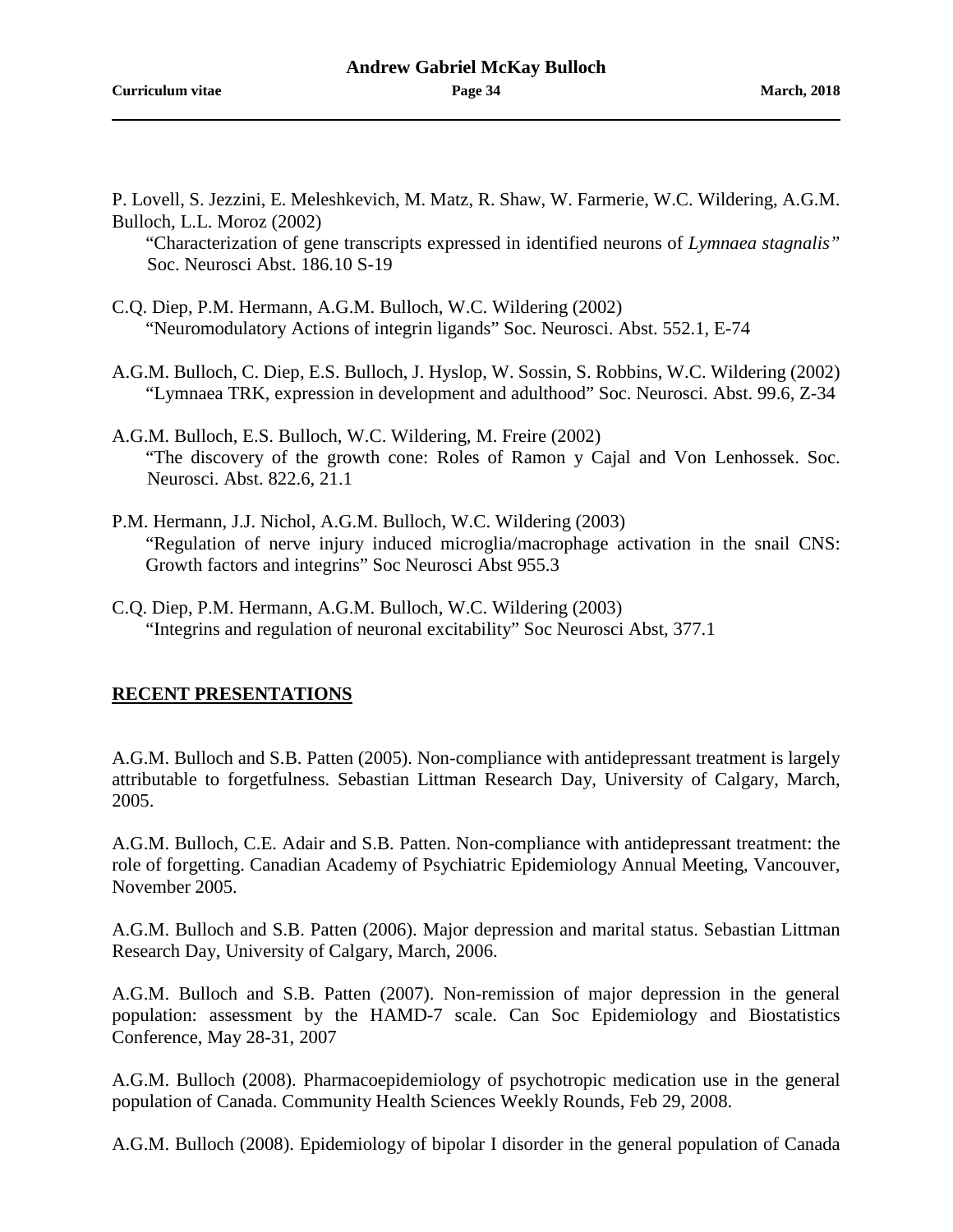P. Lovell, S. Jezzini, E. Meleshkevich, M. Matz, R. Shaw, W. Farmerie, W.C. Wildering, A.G.M. Bulloch, L.L. Moroz (2002)
"Characterization of gene transcripts expressed in identified neurons of *Lymnaea stagnalis"* Soc. Neurosci Abst. 186.10 S-19

C.Q. Diep, P.M. Hermann, A.G.M. Bulloch, W.C. Wildering (2002)
"Neuromodulatory Actions of integrin ligands" Soc. Neurosci. Abst. 552.1, E-74

A.G.M. Bulloch, C. Diep, E.S. Bulloch, J. Hyslop, W. Sossin, S. Robbins, W.C. Wildering (2002)
"Lymnaea TRK, expression in development and adulthood" Soc. Neurosci. Abst. 99.6, Z-34

A.G.M. Bulloch, E.S. Bulloch, W.C. Wildering, M. Freire (2002)
"The discovery of the growth cone: Roles of Ramon y Cajal and Von Lenhossek. Soc. Neurosci. Abst. 822.6, 21.1

P.M. Hermann, J.J. Nichol, A.G.M. Bulloch, W.C. Wildering (2003)
"Regulation of nerve injury induced microglia/macrophage activation in the snail CNS: Growth factors and integrins" Soc Neurosci Abst 955.3

C.Q. Diep, P.M. Hermann, A.G.M. Bulloch, W.C. Wildering (2003)
"Integrins and regulation of neuronal excitability" Soc Neurosci Abst, 377.1

## RECENT PRESENTATIONS

A.G.M. Bulloch and S.B. Patten (2005). Non-compliance with antidepressant treatment is largely attributable to forgetfulness. Sebastian Littman Research Day, University of Calgary, March, 2005.

A.G.M. Bulloch, C.E. Adair and S.B. Patten. Non-compliance with antidepressant treatment: the role of forgetting. Canadian Academy of Psychiatric Epidemiology Annual Meeting, Vancouver, November 2005.

A.G.M. Bulloch and S.B. Patten (2006). Major depression and marital status. Sebastian Littman Research Day, University of Calgary, March, 2006.

A.G.M. Bulloch and S.B. Patten (2007). Non-remission of major depression in the general population: assessment by the HAMD-7 scale. Can Soc Epidemiology and Biostatistics Conference, May 28-31, 2007

A.G.M. Bulloch (2008). Pharmacoepidemiology of psychotropic medication use in the general population of Canada. Community Health Sciences Weekly Rounds, Feb 29, 2008.

A.G.M. Bulloch (2008). Epidemiology of bipolar I disorder in the general population of Canada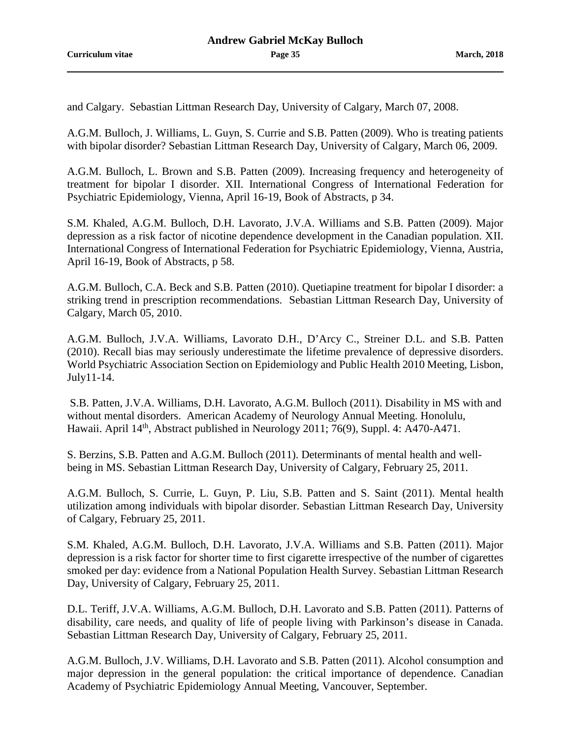and Calgary. Sebastian Littman Research Day, University of Calgary, March 07, 2008.

A.G.M. Bulloch, J. Williams, L. Guyn, S. Currie and S.B. Patten (2009). Who is treating patients with bipolar disorder? Sebastian Littman Research Day, University of Calgary, March 06, 2009.

A.G.M. Bulloch, L. Brown and S.B. Patten (2009). Increasing frequency and heterogeneity of treatment for bipolar I disorder. XII. International Congress of International Federation for Psychiatric Epidemiology, Vienna, April 16-19, Book of Abstracts, p 34.

S.M. Khaled, A.G.M. Bulloch, D.H. Lavorato, J.V.A. Williams and S.B. Patten (2009). Major depression as a risk factor of nicotine dependence development in the Canadian population. XII. International Congress of International Federation for Psychiatric Epidemiology, Vienna, Austria, April 16-19, Book of Abstracts, p 58.

A.G.M. Bulloch, C.A. Beck and S.B. Patten (2010). Quetiapine treatment for bipolar I disorder: a striking trend in prescription recommendations. Sebastian Littman Research Day, University of Calgary, March 05, 2010.

A.G.M. Bulloch, J.V.A. Williams, Lavorato D.H., D'Arcy C., Streiner D.L. and S.B. Patten (2010). Recall bias may seriously underestimate the lifetime prevalence of depressive disorders. World Psychiatric Association Section on Epidemiology and Public Health 2010 Meeting, Lisbon, July11-14.

S.B. Patten, J.V.A. Williams, D.H. Lavorato, A.G.M. Bulloch (2011). Disability in MS with and without mental disorders. American Academy of Neurology Annual Meeting. Honolulu, Hawaii. April 14th, Abstract published in Neurology 2011; 76(9), Suppl. 4: A470-A471.

S. Berzins, S.B. Patten and A.G.M. Bulloch (2011). Determinants of mental health and well-being in MS. Sebastian Littman Research Day, University of Calgary, February 25, 2011.

A.G.M. Bulloch, S. Currie, L. Guyn, P. Liu, S.B. Patten and S. Saint (2011). Mental health utilization among individuals with bipolar disorder. Sebastian Littman Research Day, University of Calgary, February 25, 2011.

S.M. Khaled, A.G.M. Bulloch, D.H. Lavorato, J.V.A. Williams and S.B. Patten (2011). Major depression is a risk factor for shorter time to first cigarette irrespective of the number of cigarettes smoked per day: evidence from a National Population Health Survey. Sebastian Littman Research Day, University of Calgary, February 25, 2011.

D.L. Teriff, J.V.A. Williams, A.G.M. Bulloch, D.H. Lavorato and S.B. Patten (2011). Patterns of disability, care needs, and quality of life of people living with Parkinson's disease in Canada. Sebastian Littman Research Day, University of Calgary, February 25, 2011.

A.G.M. Bulloch, J.V. Williams, D.H. Lavorato and S.B. Patten (2011). Alcohol consumption and major depression in the general population: the critical importance of dependence. Canadian Academy of Psychiatric Epidemiology Annual Meeting, Vancouver, September.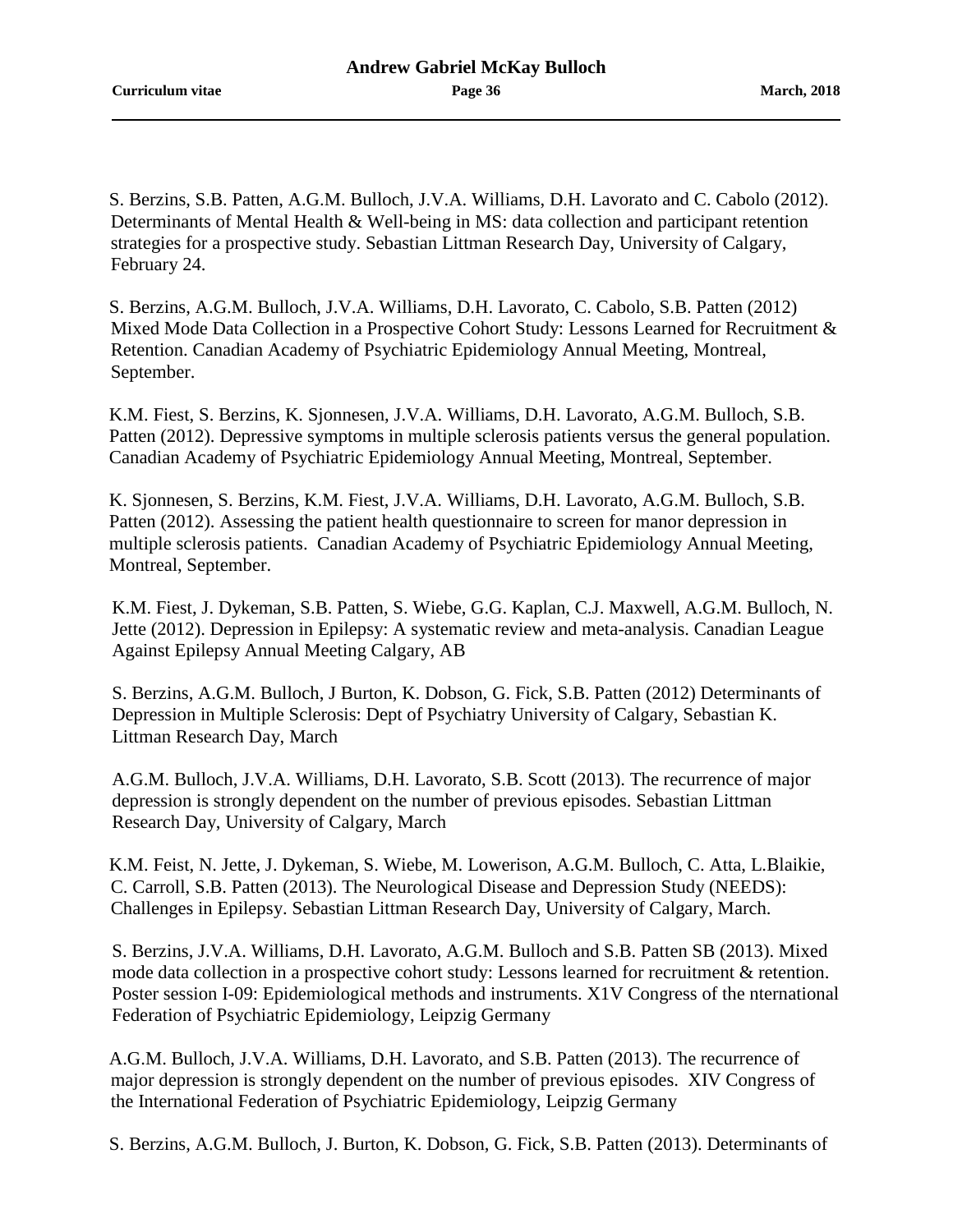S. Berzins, S.B. Patten, A.G.M. Bulloch, J.V.A. Williams, D.H. Lavorato and C. Cabolo (2012). Determinants of Mental Health & Well-being in MS: data collection and participant retention strategies for a prospective study. Sebastian Littman Research Day, University of Calgary, February 24.

S. Berzins, A.G.M. Bulloch, J.V.A. Williams, D.H. Lavorato, C. Cabolo, S.B. Patten (2012) Mixed Mode Data Collection in a Prospective Cohort Study: Lessons Learned for Recruitment & Retention. Canadian Academy of Psychiatric Epidemiology Annual Meeting, Montreal, September.

K.M. Fiest, S. Berzins, K. Sjonnesen, J.V.A. Williams, D.H. Lavorato, A.G.M. Bulloch, S.B. Patten (2012). Depressive symptoms in multiple sclerosis patients versus the general population. Canadian Academy of Psychiatric Epidemiology Annual Meeting, Montreal, September.

K. Sjonnesen, S. Berzins, K.M. Fiest, J.V.A. Williams, D.H. Lavorato, A.G.M. Bulloch, S.B. Patten (2012). Assessing the patient health questionnaire to screen for manor depression in multiple sclerosis patients. Canadian Academy of Psychiatric Epidemiology Annual Meeting, Montreal, September.

K.M. Fiest, J. Dykeman, S.B. Patten, S. Wiebe, G.G. Kaplan, C.J. Maxwell, A.G.M. Bulloch, N. Jette (2012). Depression in Epilepsy: A systematic review and meta-analysis. Canadian League Against Epilepsy Annual Meeting Calgary, AB

S. Berzins, A.G.M. Bulloch, J Burton, K. Dobson, G. Fick, S.B. Patten (2012) Determinants of Depression in Multiple Sclerosis: Dept of Psychiatry University of Calgary, Sebastian K. Littman Research Day, March

A.G.M. Bulloch, J.V.A. Williams, D.H. Lavorato, S.B. Scott (2013). The recurrence of major depression is strongly dependent on the number of previous episodes. Sebastian Littman Research Day, University of Calgary, March

K.M. Feist, N. Jette, J. Dykeman, S. Wiebe, M. Lowerison, A.G.M. Bulloch, C. Atta, L.Blaikie, C. Carroll, S.B. Patten (2013). The Neurological Disease and Depression Study (NEEDS): Challenges in Epilepsy. Sebastian Littman Research Day, University of Calgary, March.

S. Berzins, J.V.A. Williams, D.H. Lavorato, A.G.M. Bulloch and S.B. Patten SB (2013). Mixed mode data collection in a prospective cohort study: Lessons learned for recruitment & retention. Poster session I-09: Epidemiological methods and instruments. X1V Congress of the nternational Federation of Psychiatric Epidemiology, Leipzig Germany

A.G.M. Bulloch, J.V.A. Williams, D.H. Lavorato, and S.B. Patten (2013). The recurrence of major depression is strongly dependent on the number of previous episodes. XIV Congress of the International Federation of Psychiatric Epidemiology, Leipzig Germany

S. Berzins, A.G.M. Bulloch, J. Burton, K. Dobson, G. Fick, S.B. Patten (2013). Determinants of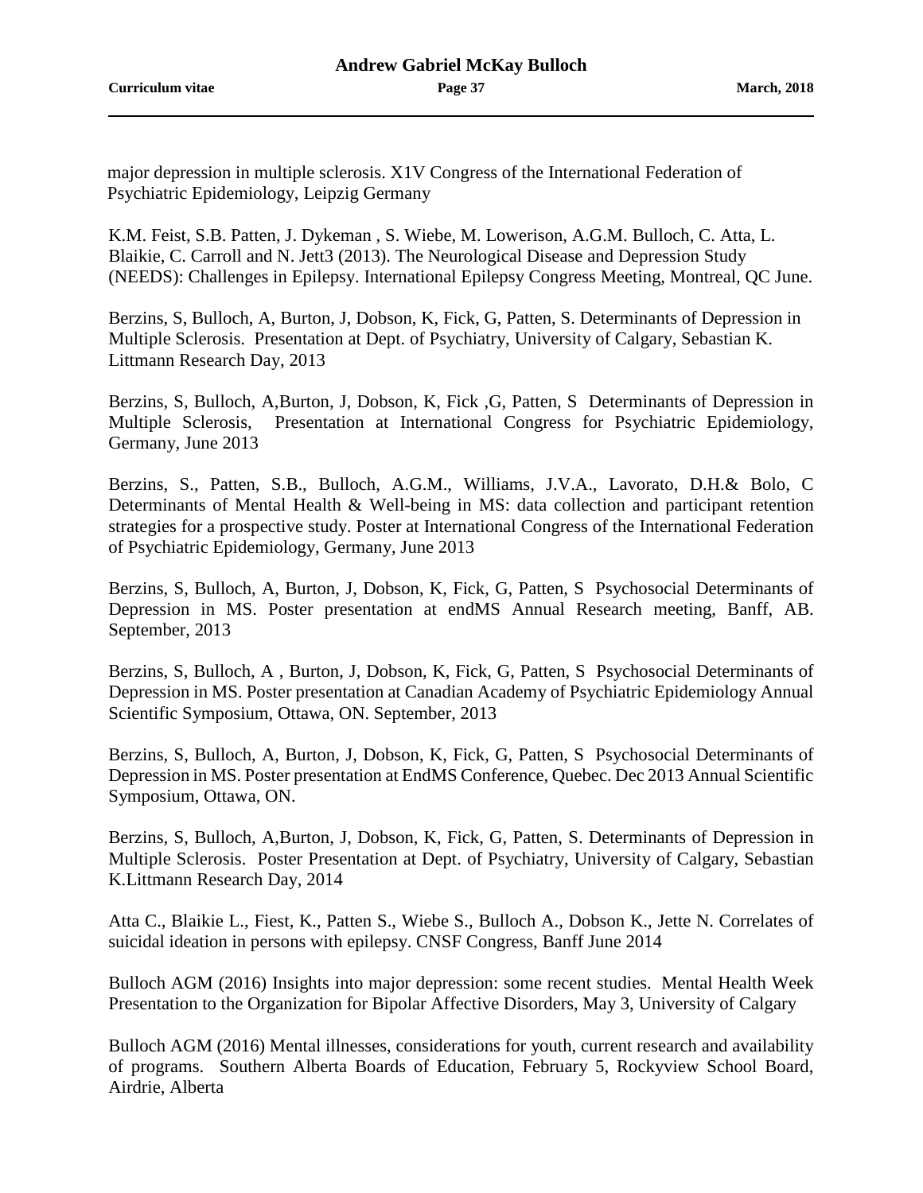major depression in multiple sclerosis. X1V Congress of the International Federation of Psychiatric Epidemiology, Leipzig Germany

K.M. Feist, S.B. Patten, J. Dykeman , S. Wiebe, M. Lowerison, A.G.M. Bulloch, C. Atta, L. Blaikie, C. Carroll and N. Jett3 (2013). The Neurological Disease and Depression Study (NEEDS): Challenges in Epilepsy. International Epilepsy Congress Meeting, Montreal, QC June.

Berzins, S, Bulloch, A, Burton, J, Dobson, K, Fick, G, Patten, S. Determinants of Depression in Multiple Sclerosis. Presentation at Dept. of Psychiatry, University of Calgary, Sebastian K. Littmann Research Day, 2013

Berzins, S, Bulloch, A,Burton, J, Dobson, K, Fick ,G, Patten, S Determinants of Depression in Multiple Sclerosis, Presentation at International Congress for Psychiatric Epidemiology, Germany, June 2013

Berzins, S., Patten, S.B., Bulloch, A.G.M., Williams, J.V.A., Lavorato, D.H.& Bolo, C Determinants of Mental Health & Well-being in MS: data collection and participant retention strategies for a prospective study. Poster at International Congress of the International Federation of Psychiatric Epidemiology, Germany, June 2013

Berzins, S, Bulloch, A, Burton, J, Dobson, K, Fick, G, Patten, S Psychosocial Determinants of Depression in MS. Poster presentation at endMS Annual Research meeting, Banff, AB. September, 2013

Berzins, S, Bulloch, A , Burton, J, Dobson, K, Fick, G, Patten, S Psychosocial Determinants of Depression in MS. Poster presentation at Canadian Academy of Psychiatric Epidemiology Annual Scientific Symposium, Ottawa, ON. September, 2013

Berzins, S, Bulloch, A, Burton, J, Dobson, K, Fick, G, Patten, S Psychosocial Determinants of Depression in MS. Poster presentation at EndMS Conference, Quebec. Dec 2013 Annual Scientific Symposium, Ottawa, ON.

Berzins, S, Bulloch, A,Burton, J, Dobson, K, Fick, G, Patten, S. Determinants of Depression in Multiple Sclerosis. Poster Presentation at Dept. of Psychiatry, University of Calgary, Sebastian K.Littmann Research Day, 2014

Atta C., Blaikie L., Fiest, K., Patten S., Wiebe S., Bulloch A., Dobson K., Jette N. Correlates of suicidal ideation in persons with epilepsy. CNSF Congress, Banff June 2014

Bulloch AGM (2016) Insights into major depression: some recent studies. Mental Health Week Presentation to the Organization for Bipolar Affective Disorders, May 3, University of Calgary

Bulloch AGM (2016) Mental illnesses, considerations for youth, current research and availability of programs. Southern Alberta Boards of Education, February 5, Rockyview School Board, Airdrie, Alberta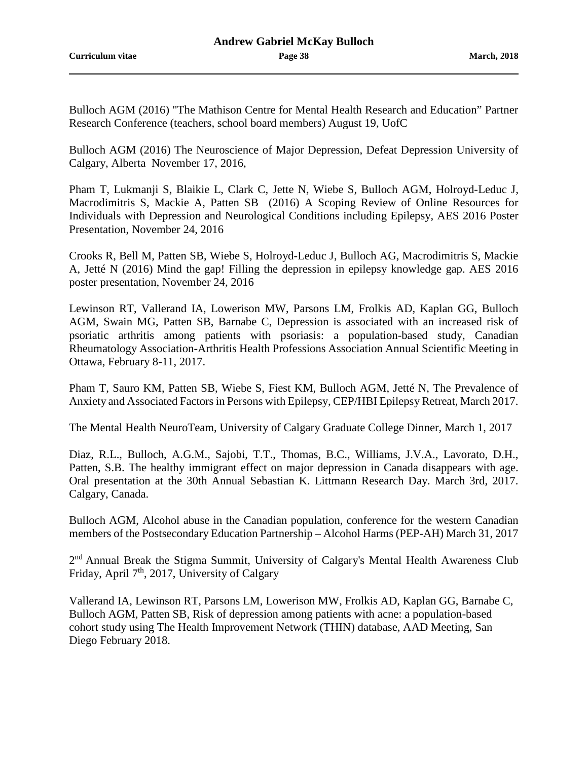Bulloch AGM (2016) "The Mathison Centre for Mental Health Research and Education" Partner Research Conference (teachers, school board members) August 19, UofC

Bulloch AGM (2016) The Neuroscience of Major Depression, Defeat Depression University of Calgary, Alberta November 17, 2016,

Pham T, Lukmanji S, Blaikie L, Clark C, Jette N, Wiebe S, Bulloch AGM, Holroyd-Leduc J, Macrodimitris S, Mackie A, Patten SB (2016) A Scoping Review of Online Resources for Individuals with Depression and Neurological Conditions including Epilepsy, AES 2016 Poster Presentation, November 24, 2016

Crooks R, Bell M, Patten SB, Wiebe S, Holroyd-Leduc J, Bulloch AG, Macrodimitris S, Mackie A, Jetté N (2016) Mind the gap! Filling the depression in epilepsy knowledge gap. AES 2016 poster presentation, November 24, 2016

Lewinson RT, Vallerand IA, Lowerison MW, Parsons LM, Frolkis AD, Kaplan GG, Bulloch AGM, Swain MG, Patten SB, Barnabe C, Depression is associated with an increased risk of psoriatic arthritis among patients with psoriasis: a population-based study, Canadian Rheumatology Association-Arthritis Health Professions Association Annual Scientific Meeting in Ottawa, February 8-11, 2017.

Pham T, Sauro KM, Patten SB, Wiebe S, Fiest KM, Bulloch AGM, Jetté N, The Prevalence of Anxiety and Associated Factors in Persons with Epilepsy, CEP/HBI Epilepsy Retreat, March 2017.

The Mental Health NeuroTeam, University of Calgary Graduate College Dinner, March 1, 2017

Diaz, R.L., Bulloch, A.G.M., Sajobi, T.T., Thomas, B.C., Williams, J.V.A., Lavorato, D.H., Patten, S.B. The healthy immigrant effect on major depression in Canada disappears with age. Oral presentation at the 30th Annual Sebastian K. Littmann Research Day. March 3rd, 2017. Calgary, Canada.

Bulloch AGM, Alcohol abuse in the Canadian population, conference for the western Canadian members of the Postsecondary Education Partnership – Alcohol Harms (PEP-AH) March 31, 2017

2nd Annual Break the Stigma Summit, University of Calgary's Mental Health Awareness Club Friday, April 7th, 2017, University of Calgary

Vallerand IA, Lewinson RT, Parsons LM, Lowerison MW, Frolkis AD, Kaplan GG, Barnabe C, Bulloch AGM, Patten SB, Risk of depression among patients with acne: a population-based cohort study using The Health Improvement Network (THIN) database, AAD Meeting, San Diego February 2018.